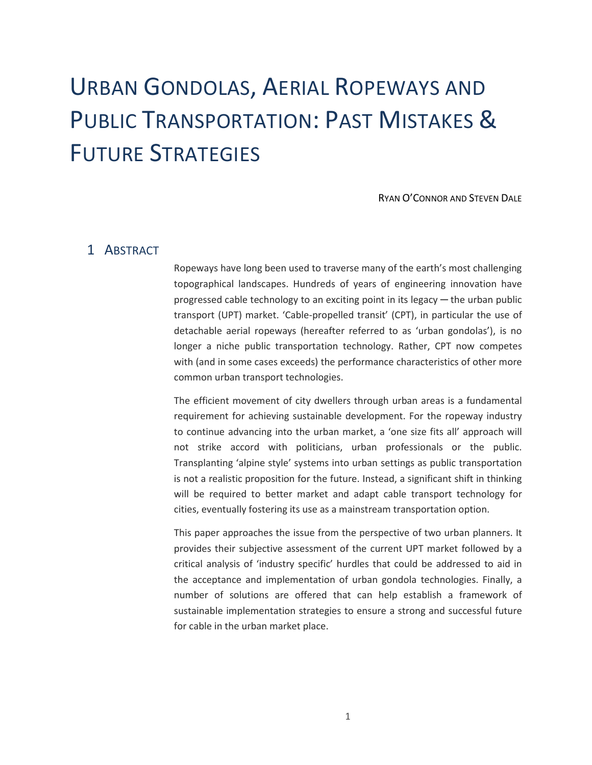# Urban Gondolas, Aerial Ropeways and Public Transportation: Past Mistakes & Future Strategies

Ryan O'Connor and Steven Dale

## 1 Abstract

Ropeways have long been used to traverse many of the earth's most challenging topographical landscapes. Hundreds of years of engineering innovation have progressed cable technology to an exciting point in its legacy — the urban public transport (UPT) market. 'Cable-propelled transit' (CPT), in particular the use of detachable aerial ropeways (hereafter referred to as 'urban gondolas'), is no longer a niche public transportation technology. Rather, CPT now competes with (and in some cases exceeds) the performance characteristics of other more common urban transport technologies.

The efficient movement of city dwellers through urban areas is a fundamental requirement for achieving sustainable development. For the ropeway industry to continue advancing into the urban market, a 'one size fits all' approach will not strike accord with politicians, urban professionals or the public. Transplanting 'alpine style' systems into urban settings as public transportation is not a realistic proposition for the future. Instead, a significant shift in thinking will be required to better market and adapt cable transport technology for cities, eventually fostering its use as a mainstream transportation option.

This paper approaches the issue from the perspective of two urban planners. It provides their subjective assessment of the current UPT market followed by a critical analysis of 'industry specific' hurdles that could be addressed to aid in the acceptance and implementation of urban gondola technologies. Finally, a number of solutions are offered that can help establish a framework of sustainable implementation strategies to ensure a strong and successful future for cable in the urban market place.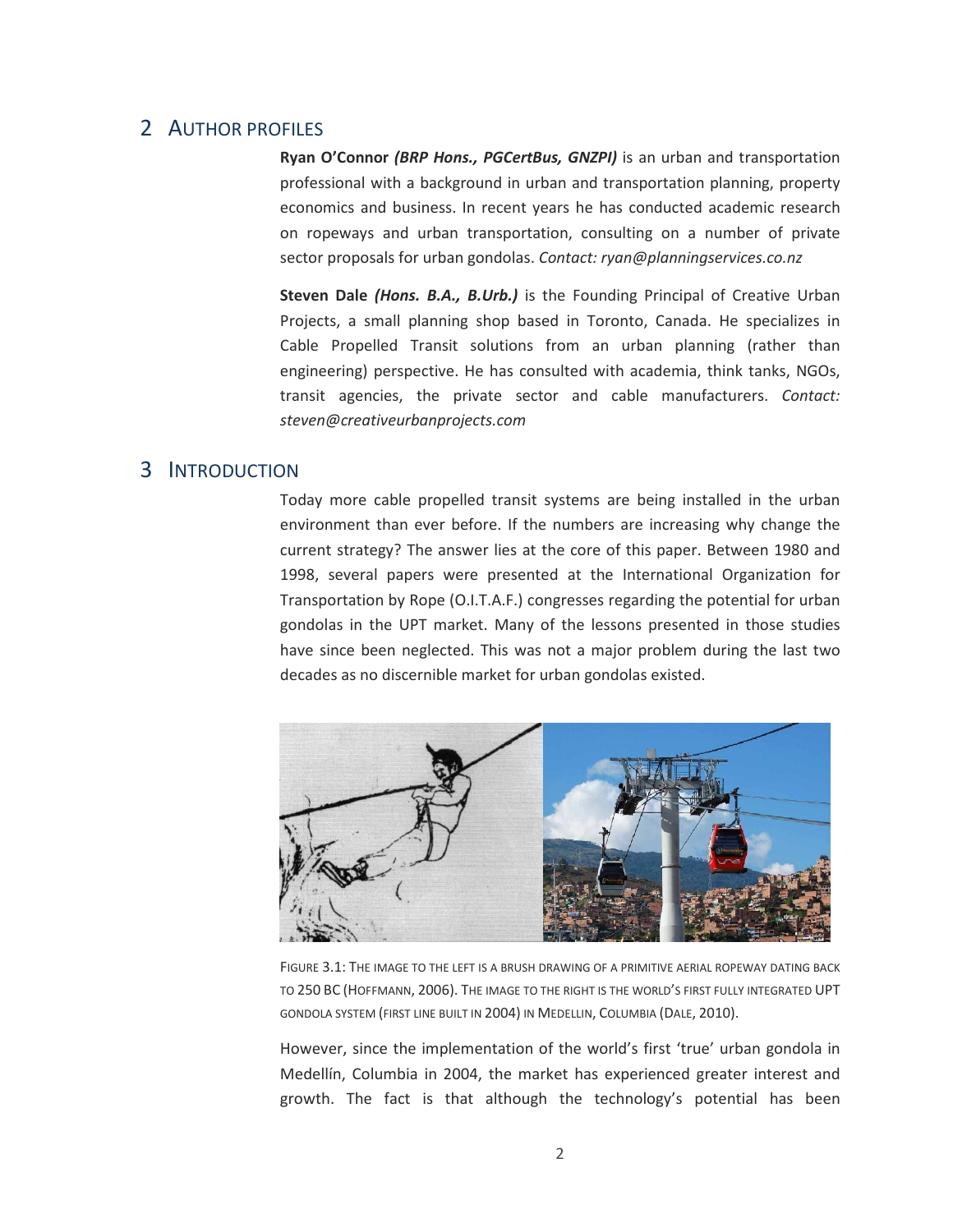## 2 AUTHOR PROFILES

**Ryan O'Connor** ***(BRP Hons., PGCertBus, GNZPI)*** is an urban and transportation professional with a background in urban and transportation planning, property economics and business. In recent years he has conducted academic research on ropeways and urban transportation, consulting on a number of private sector proposals for urban gondolas. *Contact: ryan@planningservices.co.nz*

**Steven Dale** ***(Hons. B.A., B.Urb.)*** is the Founding Principal of Creative Urban Projects, a small planning shop based in Toronto, Canada. He specializes in Cable Propelled Transit solutions from an urban planning (rather than engineering) perspective. He has consulted with academia, think tanks, NGOs, transit agencies, the private sector and cable manufacturers. *Contact: steven@creativeurbanprojects.com*

## 3 INTRODUCTION

Today more cable propelled transit systems are being installed in the urban environment than ever before. If the numbers are increasing why change the current strategy? The answer lies at the core of this paper. Between 1980 and 1998, several papers were presented at the International Organization for Transportation by Rope (O.I.T.A.F.) congresses regarding the potential for urban gondolas in the UPT market. Many of the lessons presented in those studies have since been neglected. This was not a major problem during the last two decades as no discernible market for urban gondolas existed.

FIGURE 3.1: THE IMAGE TO THE LEFT IS A BRUSH DRAWING OF A PRIMITIVE AERIAL ROPEWAY DATING BACK TO 250 BC (HOFFMANN, 2006). THE IMAGE TO THE RIGHT IS THE WORLD'S FIRST FULLY INTEGRATED UPT GONDOLA SYSTEM (FIRST LINE BUILT IN 2004) IN MEDELLIN, COLUMBIA (DALE, 2010).

However, since the implementation of the world's first 'true' urban gondola in Medellín, Columbia in 2004, the market has experienced greater interest and growth. The fact is that although the technology's potential has been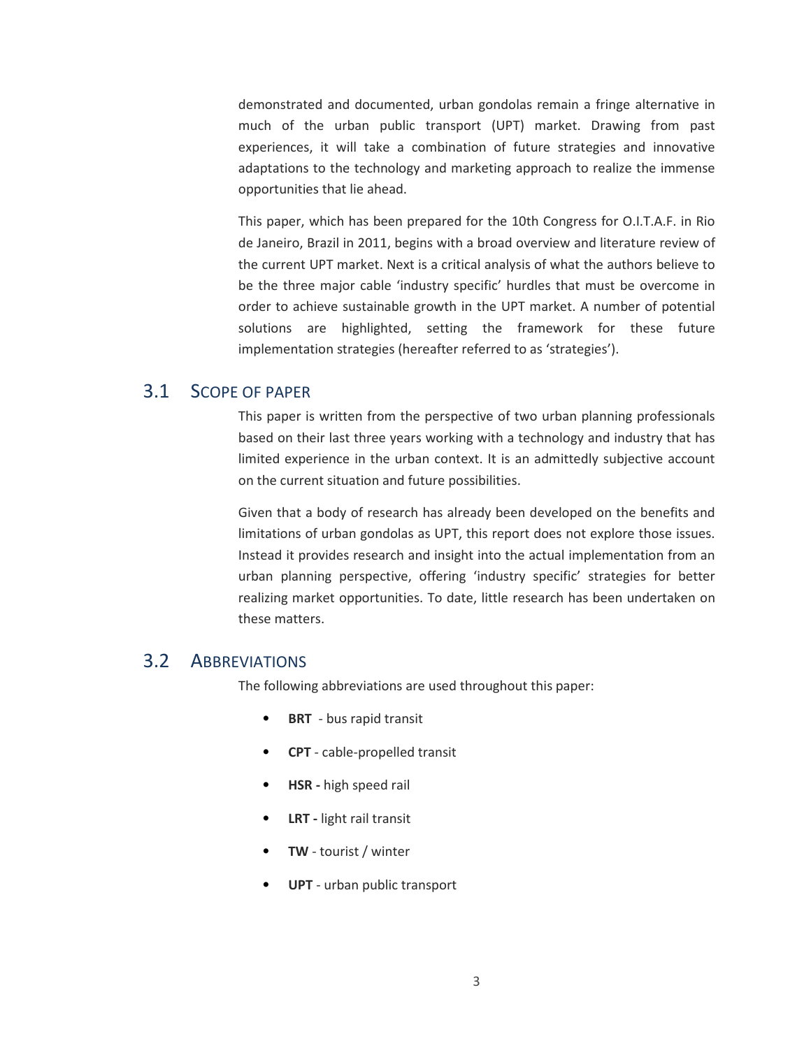demonstrated and documented, urban gondolas remain a fringe alternative in much of the urban public transport (UPT) market. Drawing from past experiences, it will take a combination of future strategies and innovative adaptations to the technology and marketing approach to realize the immense opportunities that lie ahead.

This paper, which has been prepared for the 10th Congress for O.I.T.A.F. in Rio de Janeiro, Brazil in 2011, begins with a broad overview and literature review of the current UPT market. Next is a critical analysis of what the authors believe to be the three major cable 'industry specific' hurdles that must be overcome in order to achieve sustainable growth in the UPT market. A number of potential solutions are highlighted, setting the framework for these future implementation strategies (hereafter referred to as 'strategies').

## 3.1 Scope of Paper

This paper is written from the perspective of two urban planning professionals based on their last three years working with a technology and industry that has limited experience in the urban context. It is an admittedly subjective account on the current situation and future possibilities.

Given that a body of research has already been developed on the benefits and limitations of urban gondolas as UPT, this report does not explore those issues. Instead it provides research and insight into the actual implementation from an urban planning perspective, offering 'industry specific' strategies for better realizing market opportunities. To date, little research has been undertaken on these matters.

## 3.2 Abbreviations

The following abbreviations are used throughout this paper:

- **BRT** - bus rapid transit
- **CPT** - cable-propelled transit
- **HSR -** high speed rail
- **LRT -** light rail transit
- **TW** - tourist / winter
- **UPT** - urban public transport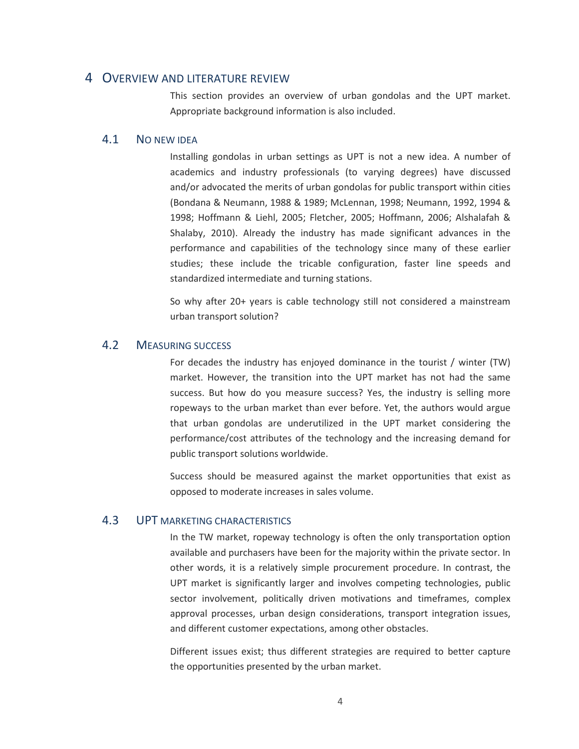# 4 Overview and Literature Review

This section provides an overview of urban gondolas and the UPT market. Appropriate background information is also included.

## 4.1 No new idea

Installing gondolas in urban settings as UPT is not a new idea. A number of academics and industry professionals (to varying degrees) have discussed and/or advocated the merits of urban gondolas for public transport within cities (Bondana & Neumann, 1988 & 1989; McLennan, 1998; Neumann, 1992, 1994 & 1998; Hoffmann & Liehl, 2005; Fletcher, 2005; Hoffmann, 2006; Alshalafah & Shalaby, 2010). Already the industry has made significant advances in the performance and capabilities of the technology since many of these earlier studies; these include the tricable configuration, faster line speeds and standardized intermediate and turning stations.

So why after 20+ years is cable technology still not considered a mainstream urban transport solution?

## 4.2 Measuring success

For decades the industry has enjoyed dominance in the tourist / winter (TW) market. However, the transition into the UPT market has not had the same success. But how do you measure success? Yes, the industry is selling more ropeways to the urban market than ever before. Yet, the authors would argue that urban gondolas are underutilized in the UPT market considering the performance/cost attributes of the technology and the increasing demand for public transport solutions worldwide.

Success should be measured against the market opportunities that exist as opposed to moderate increases in sales volume.

## 4.3 UPT marketing characteristics

In the TW market, ropeway technology is often the only transportation option available and purchasers have been for the majority within the private sector. In other words, it is a relatively simple procurement procedure. In contrast, the UPT market is significantly larger and involves competing technologies, public sector involvement, politically driven motivations and timeframes, complex approval processes, urban design considerations, transport integration issues, and different customer expectations, among other obstacles.

Different issues exist; thus different strategies are required to better capture the opportunities presented by the urban market.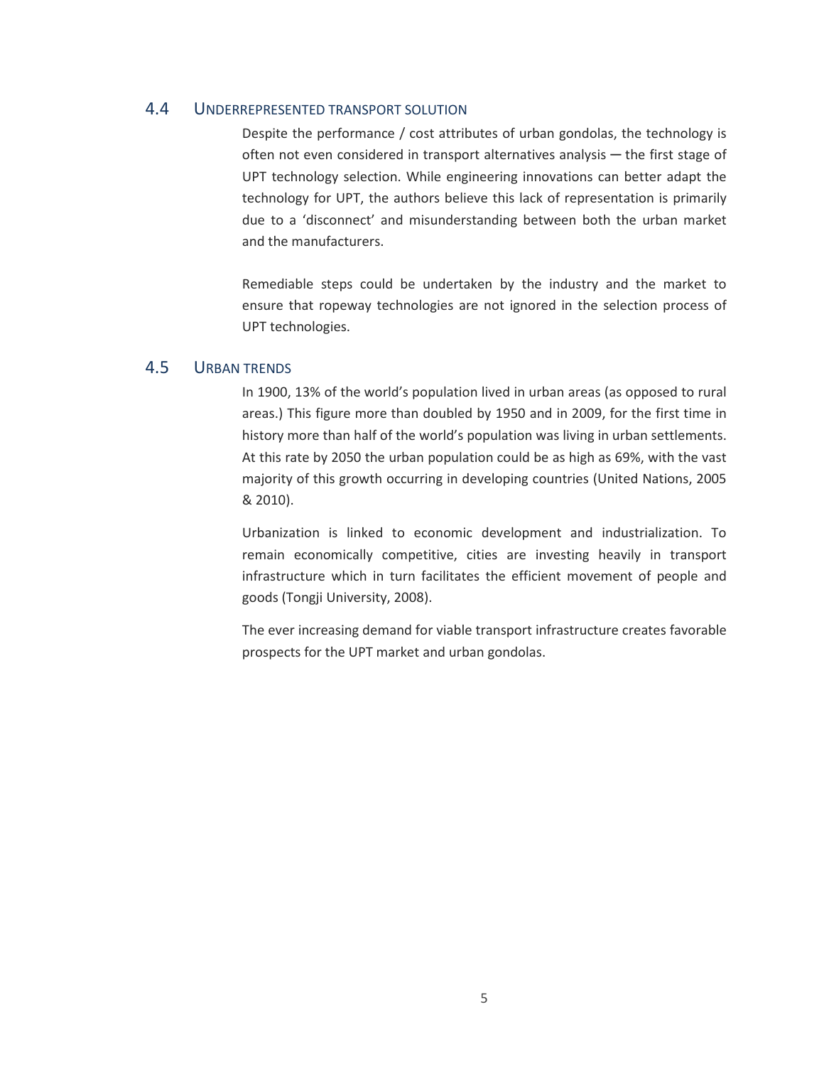## 4.4 Underrepresented transport solution

Despite the performance / cost attributes of urban gondolas, the technology is often not even considered in transport alternatives analysis — the first stage of UPT technology selection. While engineering innovations can better adapt the technology for UPT, the authors believe this lack of representation is primarily due to a 'disconnect' and misunderstanding between both the urban market and the manufacturers.

Remediable steps could be undertaken by the industry and the market to ensure that ropeway technologies are not ignored in the selection process of UPT technologies.

## 4.5 Urban trends

In 1900, 13% of the world's population lived in urban areas (as opposed to rural areas.) This figure more than doubled by 1950 and in 2009, for the first time in history more than half of the world's population was living in urban settlements. At this rate by 2050 the urban population could be as high as 69%, with the vast majority of this growth occurring in developing countries (United Nations, 2005 & 2010).

Urbanization is linked to economic development and industrialization. To remain economically competitive, cities are investing heavily in transport infrastructure which in turn facilitates the efficient movement of people and goods (Tongji University, 2008).

The ever increasing demand for viable transport infrastructure creates favorable prospects for the UPT market and urban gondolas.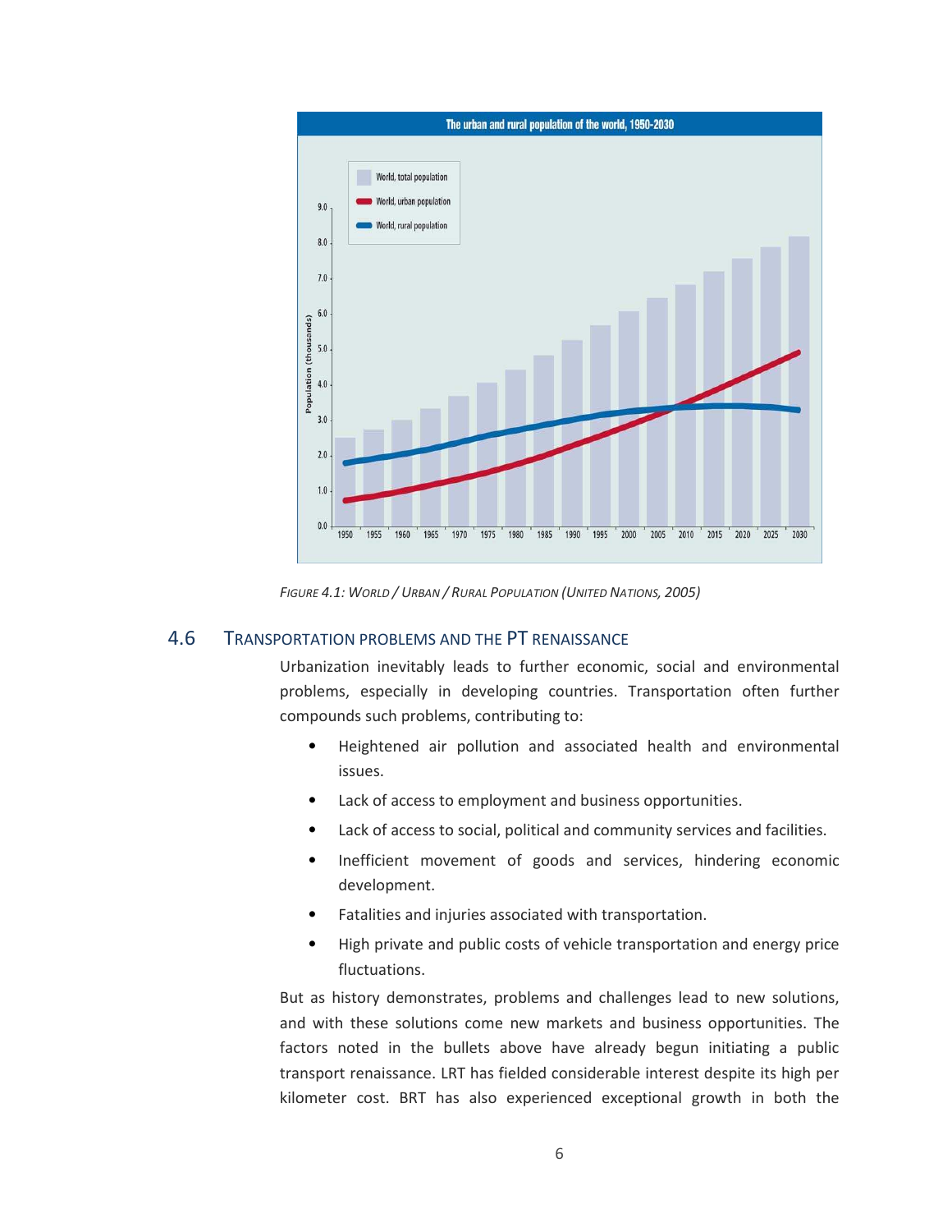FIGURE 4.1: WORLD / URBAN / RURAL POPULATION (UNITED NATIONS, 2005)

## 4.6 TRANSPORTATION PROBLEMS AND THE PT RENAISSANCE

Urbanization inevitably leads to further economic, social and environmental problems, especially in developing countries. Transportation often further compounds such problems, contributing to:

- Heightened air pollution and associated health and environmental issues.
- Lack of access to employment and business opportunities.
- Lack of access to social, political and community services and facilities.
- Inefficient movement of goods and services, hindering economic development.
- Fatalities and injuries associated with transportation.
- High private and public costs of vehicle transportation and energy price fluctuations.

But as history demonstrates, problems and challenges lead to new solutions, and with these solutions come new markets and business opportunities. The factors noted in the bullets above have already begun initiating a public transport renaissance. LRT has fielded considerable interest despite its high per kilometer cost. BRT has also experienced exceptional growth in both the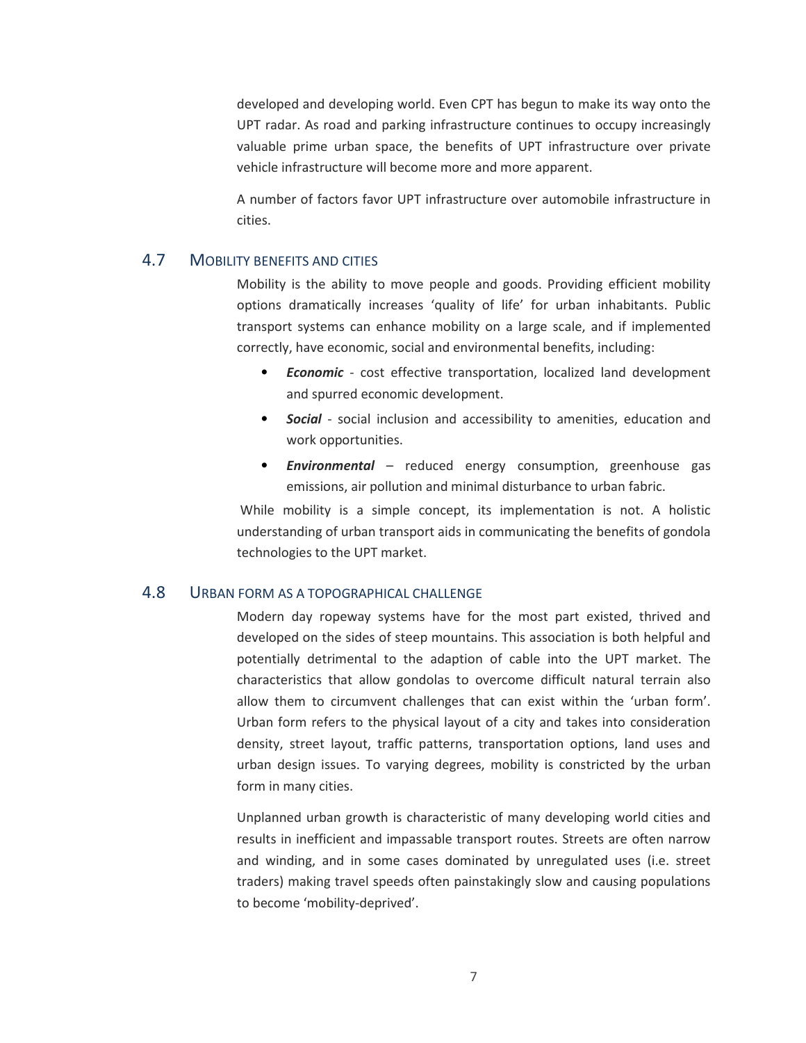developed and developing world. Even CPT has begun to make its way onto the UPT radar. As road and parking infrastructure continues to occupy increasingly valuable prime urban space, the benefits of UPT infrastructure over private vehicle infrastructure will become more and more apparent.

A number of factors favor UPT infrastructure over automobile infrastructure in cities.

## 4.7 Mobility benefits and cities

Mobility is the ability to move people and goods. Providing efficient mobility options dramatically increases 'quality of life' for urban inhabitants. Public transport systems can enhance mobility on a large scale, and if implemented correctly, have economic, social and environmental benefits, including:

- ***Economic*** - cost effective transportation, localized land development and spurred economic development.
- ***Social*** - social inclusion and accessibility to amenities, education and work opportunities.
- ***Environmental*** – reduced energy consumption, greenhouse gas emissions, air pollution and minimal disturbance to urban fabric.

While mobility is a simple concept, its implementation is not. A holistic understanding of urban transport aids in communicating the benefits of gondola technologies to the UPT market.

## 4.8 Urban form as a topographical challenge

Modern day ropeway systems have for the most part existed, thrived and developed on the sides of steep mountains. This association is both helpful and potentially detrimental to the adaption of cable into the UPT market. The characteristics that allow gondolas to overcome difficult natural terrain also allow them to circumvent challenges that can exist within the 'urban form'. Urban form refers to the physical layout of a city and takes into consideration density, street layout, traffic patterns, transportation options, land uses and urban design issues. To varying degrees, mobility is constricted by the urban form in many cities.

Unplanned urban growth is characteristic of many developing world cities and results in inefficient and impassable transport routes. Streets are often narrow and winding, and in some cases dominated by unregulated uses (i.e. street traders) making travel speeds often painstakingly slow and causing populations to become 'mobility-deprived'.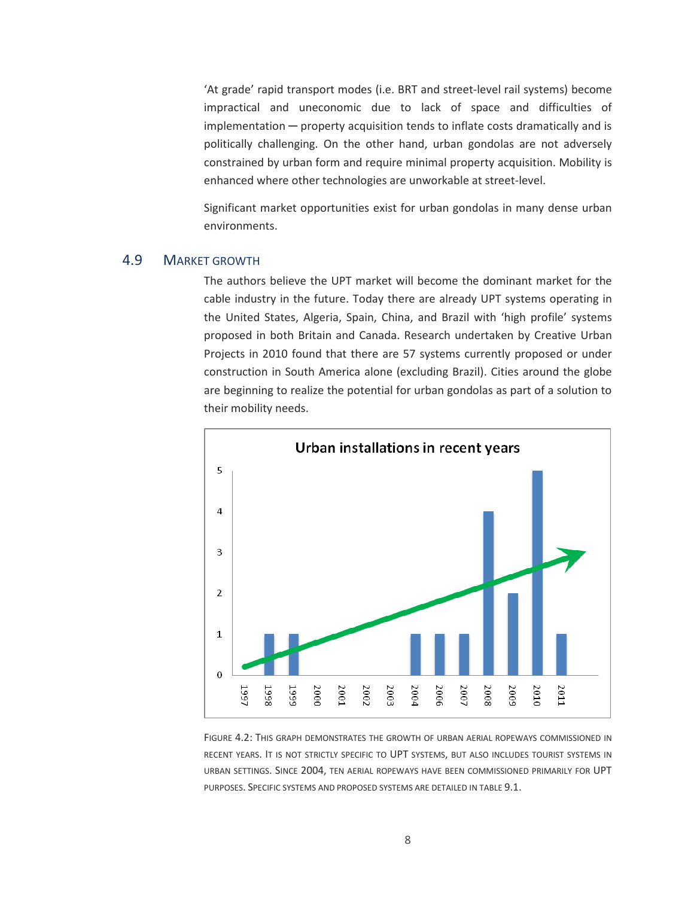'At grade' rapid transport modes (i.e. BRT and street-level rail systems) become impractical and uneconomic due to lack of space and difficulties of implementation — property acquisition tends to inflate costs dramatically and is politically challenging. On the other hand, urban gondolas are not adversely constrained by urban form and require minimal property acquisition. Mobility is enhanced where other technologies are unworkable at street-level.

Significant market opportunities exist for urban gondolas in many dense urban environments.

## 4.9 Market Growth

The authors believe the UPT market will become the dominant market for the cable industry in the future. Today there are already UPT systems operating in the United States, Algeria, Spain, China, and Brazil with 'high profile' systems proposed in both Britain and Canada. Research undertaken by Creative Urban Projects in 2010 found that there are 57 systems currently proposed or under construction in South America alone (excluding Brazil). Cities around the globe are beginning to realize the potential for urban gondolas as part of a solution to their mobility needs.

**Urban installations in recent years**

| Year | Installations |
|---|---|
| 1997 | 0 |
| 1998 | 1 |
| 1999 | 1 |
| 2000 | 0 |
| 2001 | 0 |
| 2002 | 0 |
| 2003 | 0 |
| 2004 | 1 |
| 2006 | 1 |
| 2007 | 1 |
| 2008 | 4 |
| 2009 | 2 |
| 2010 | 5 |
| 2011 | 1 |

Figure 4.2: This graph demonstrates the growth of urban aerial ropeways commissioned in recent years. It is not strictly specific to UPT systems, but also includes tourist systems in urban settings. Since 2004, ten aerial ropeways have been commissioned primarily for UPT purposes. Specific systems and proposed systems are detailed in Table 9.1.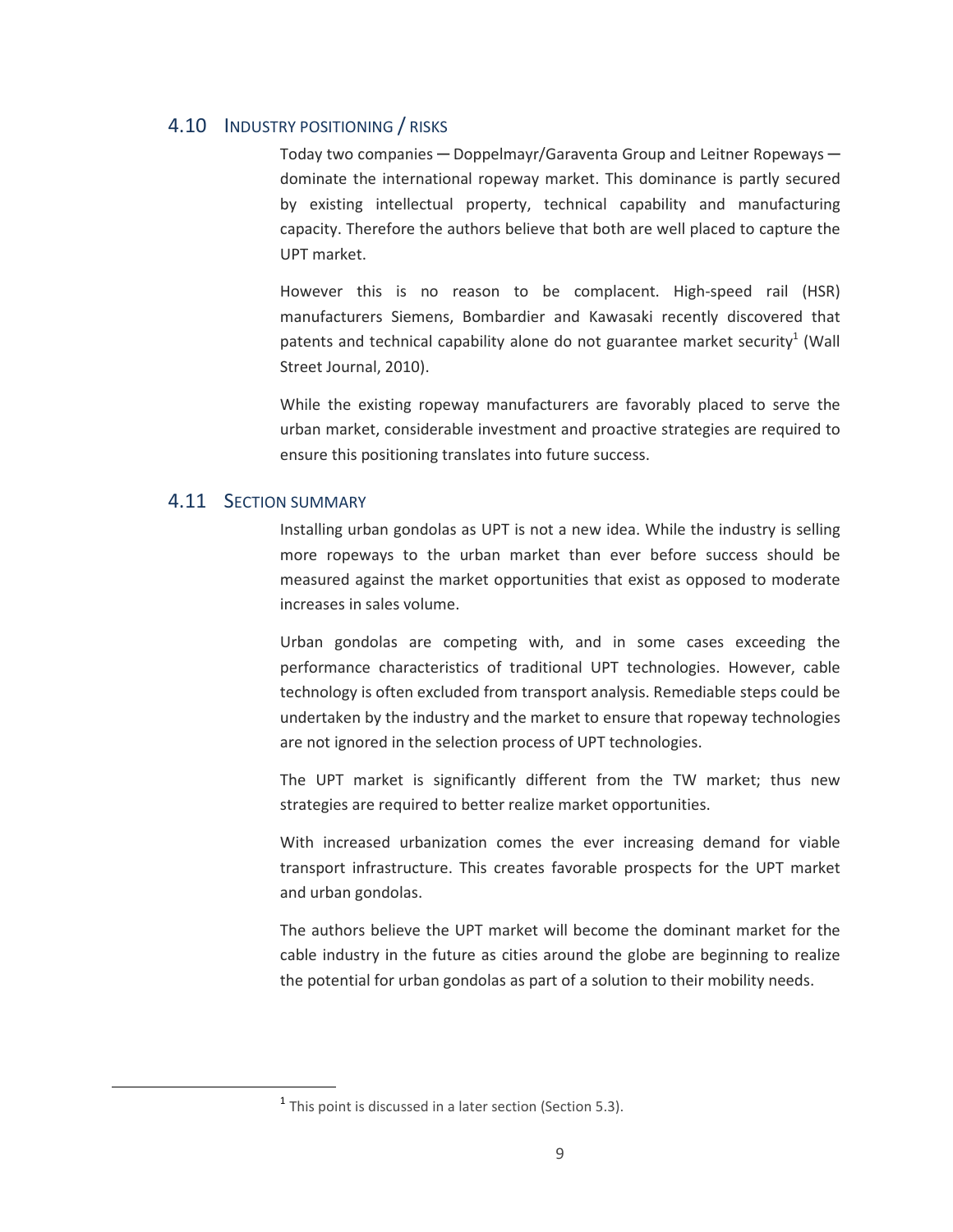## 4.10 Industry Positioning / Risks

Today two companies — Doppelmayr/Garaventa Group and Leitner Ropeways — dominate the international ropeway market. This dominance is partly secured by existing intellectual property, technical capability and manufacturing capacity. Therefore the authors believe that both are well placed to capture the UPT market.

However this is no reason to be complacent. High-speed rail (HSR) manufacturers Siemens, Bombardier and Kawasaki recently discovered that patents and technical capability alone do not guarantee market security[1] (Wall Street Journal, 2010).

While the existing ropeway manufacturers are favorably placed to serve the urban market, considerable investment and proactive strategies are required to ensure this positioning translates into future success.

## 4.11 Section Summary

Installing urban gondolas as UPT is not a new idea. While the industry is selling more ropeways to the urban market than ever before success should be measured against the market opportunities that exist as opposed to moderate increases in sales volume.

Urban gondolas are competing with, and in some cases exceeding the performance characteristics of traditional UPT technologies. However, cable technology is often excluded from transport analysis. Remediable steps could be undertaken by the industry and the market to ensure that ropeway technologies are not ignored in the selection process of UPT technologies.

The UPT market is significantly different from the TW market; thus new strategies are required to better realize market opportunities.

With increased urbanization comes the ever increasing demand for viable transport infrastructure. This creates favorable prospects for the UPT market and urban gondolas.

The authors believe the UPT market will become the dominant market for the cable industry in the future as cities around the globe are beginning to realize the potential for urban gondolas as part of a solution to their mobility needs.

---

[1] This point is discussed in a later section (Section 5.3).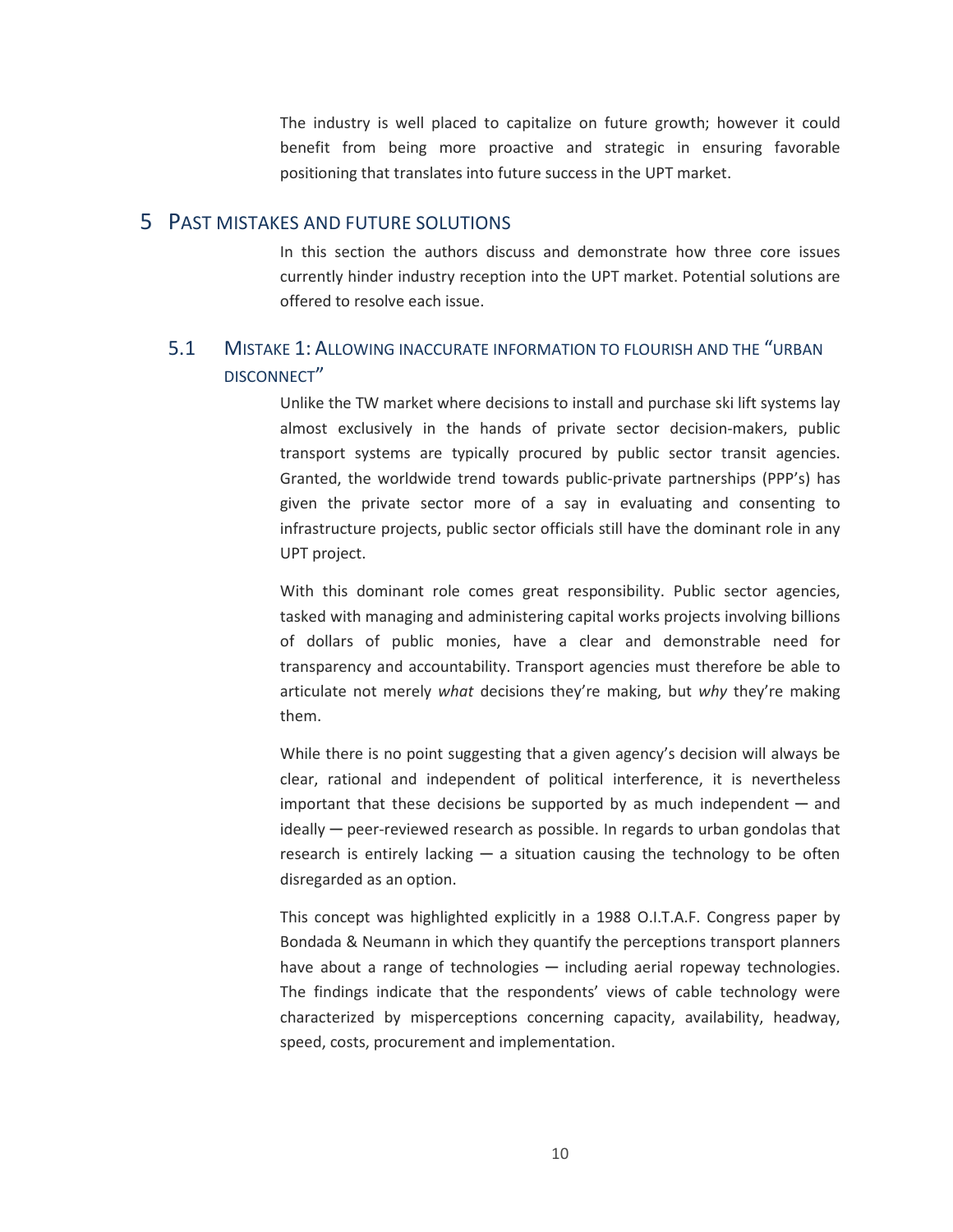The industry is well placed to capitalize on future growth; however it could benefit from being more proactive and strategic in ensuring favorable positioning that translates into future success in the UPT market.

# 5 Past Mistakes and Future Solutions

In this section the authors discuss and demonstrate how three core issues currently hinder industry reception into the UPT market. Potential solutions are offered to resolve each issue.

## 5.1 Mistake 1: Allowing inaccurate information to flourish and the "urban disconnect"

Unlike the TW market where decisions to install and purchase ski lift systems lay almost exclusively in the hands of private sector decision-makers, public transport systems are typically procured by public sector transit agencies. Granted, the worldwide trend towards public-private partnerships (PPP's) has given the private sector more of a say in evaluating and consenting to infrastructure projects, public sector officials still have the dominant role in any UPT project.

With this dominant role comes great responsibility. Public sector agencies, tasked with managing and administering capital works projects involving billions of dollars of public monies, have a clear and demonstrable need for transparency and accountability. Transport agencies must therefore be able to articulate not merely *what* decisions they're making, but *why* they're making them.

While there is no point suggesting that a given agency's decision will always be clear, rational and independent of political interference, it is nevertheless important that these decisions be supported by as much independent — and ideally — peer-reviewed research as possible. In regards to urban gondolas that research is entirely lacking — a situation causing the technology to be often disregarded as an option.

This concept was highlighted explicitly in a 1988 O.I.T.A.F. Congress paper by Bondada & Neumann in which they quantify the perceptions transport planners have about a range of technologies — including aerial ropeway technologies. The findings indicate that the respondents' views of cable technology were characterized by misperceptions concerning capacity, availability, headway, speed, costs, procurement and implementation.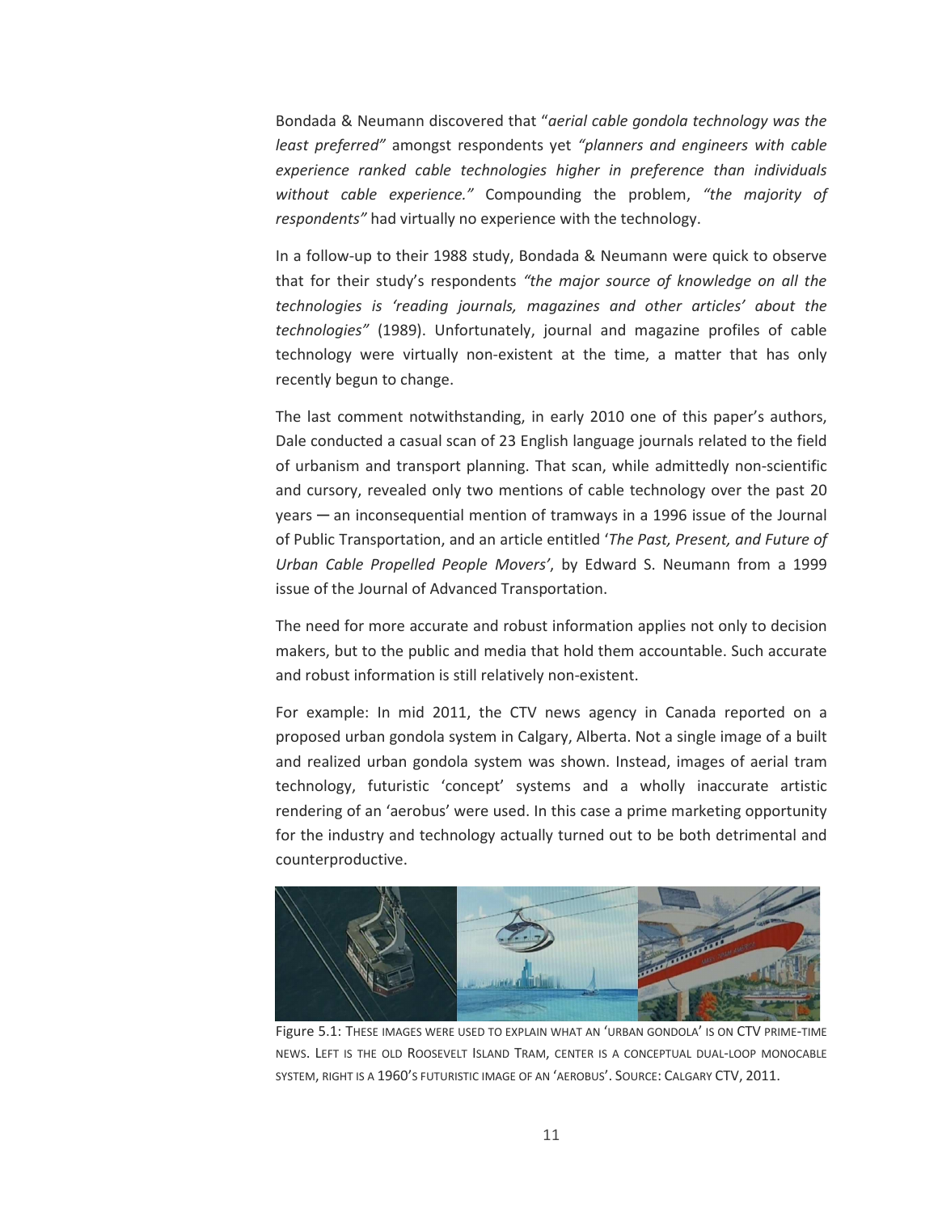Bondada & Neumann discovered that "*aerial cable gondola technology was the least preferred*" amongst respondents yet *"planners and engineers with cable experience ranked cable technologies higher in preference than individuals without cable experience."* Compounding the problem, *"the majority of respondents"* had virtually no experience with the technology.

In a follow-up to their 1988 study, Bondada & Neumann were quick to observe that for their study's respondents *"the major source of knowledge on all the technologies is 'reading journals, magazines and other articles' about the technologies"* (1989). Unfortunately, journal and magazine profiles of cable technology were virtually non-existent at the time, a matter that has only recently begun to change.

The last comment notwithstanding, in early 2010 one of this paper's authors, Dale conducted a casual scan of 23 English language journals related to the field of urbanism and transport planning. That scan, while admittedly non-scientific and cursory, revealed only two mentions of cable technology over the past 20 years — an inconsequential mention of tramways in a 1996 issue of the Journal of Public Transportation, and an article entitled '*The Past, Present, and Future of Urban Cable Propelled People Movers'*, by Edward S. Neumann from a 1999 issue of the Journal of Advanced Transportation.

The need for more accurate and robust information applies not only to decision makers, but to the public and media that hold them accountable. Such accurate and robust information is still relatively non-existent.

For example: In mid 2011, the CTV news agency in Canada reported on a proposed urban gondola system in Calgary, Alberta. Not a single image of a built and realized urban gondola system was shown. Instead, images of aerial tram technology, futuristic 'concept' systems and a wholly inaccurate artistic rendering of an 'aerobus' were used. In this case a prime marketing opportunity for the industry and technology actually turned out to be both detrimental and counterproductive.

Figure 5.1: These images were used to explain what an 'urban gondola' is on CTV prime-time news. Left is the old Roosevelt Island Tram, center is a conceptual dual-loop monocable system, right is a 1960's futuristic image of an 'aerobus'. Source: Calgary CTV, 2011.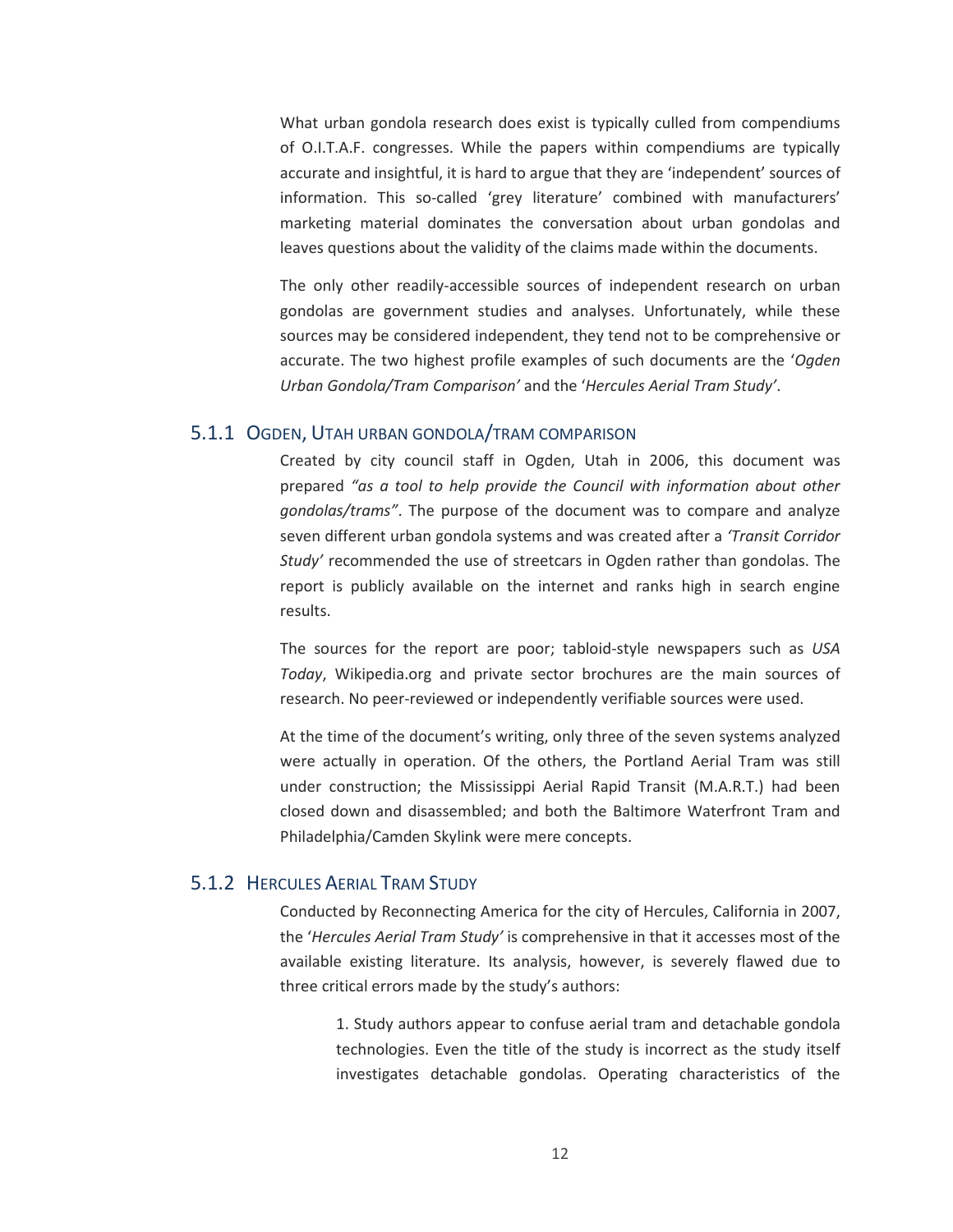What urban gondola research does exist is typically culled from compendiums of O.I.T.A.F. congresses. While the papers within compendiums are typically accurate and insightful, it is hard to argue that they are 'independent' sources of information. This so-called 'grey literature' combined with manufacturers' marketing material dominates the conversation about urban gondolas and leaves questions about the validity of the claims made within the documents.

The only other readily-accessible sources of independent research on urban gondolas are government studies and analyses. Unfortunately, while these sources may be considered independent, they tend not to be comprehensive or accurate. The two highest profile examples of such documents are the '*Ogden Urban Gondola/Tram Comparison*' and the '*Hercules Aerial Tram Study*'.

### 5.1.1 Ogden, Utah urban gondola/tram comparison

Created by city council staff in Ogden, Utah in 2006, this document was prepared *"as a tool to help provide the Council with information about other gondolas/trams"*. The purpose of the document was to compare and analyze seven different urban gondola systems and was created after a *'Transit Corridor Study'* recommended the use of streetcars in Ogden rather than gondolas. The report is publicly available on the internet and ranks high in search engine results.

The sources for the report are poor; tabloid-style newspapers such as *USA Today*, Wikipedia.org and private sector brochures are the main sources of research. No peer-reviewed or independently verifiable sources were used.

At the time of the document's writing, only three of the seven systems analyzed were actually in operation. Of the others, the Portland Aerial Tram was still under construction; the Mississippi Aerial Rapid Transit (M.A.R.T.) had been closed down and disassembled; and both the Baltimore Waterfront Tram and Philadelphia/Camden Skylink were mere concepts.

### 5.1.2 Hercules Aerial Tram Study

Conducted by Reconnecting America for the city of Hercules, California in 2007, the '*Hercules Aerial Tram Study*' is comprehensive in that it accesses most of the available existing literature. Its analysis, however, is severely flawed due to three critical errors made by the study's authors:

> 1. Study authors appear to confuse aerial tram and detachable gondola technologies. Even the title of the study is incorrect as the study itself investigates detachable gondolas. Operating characteristics of the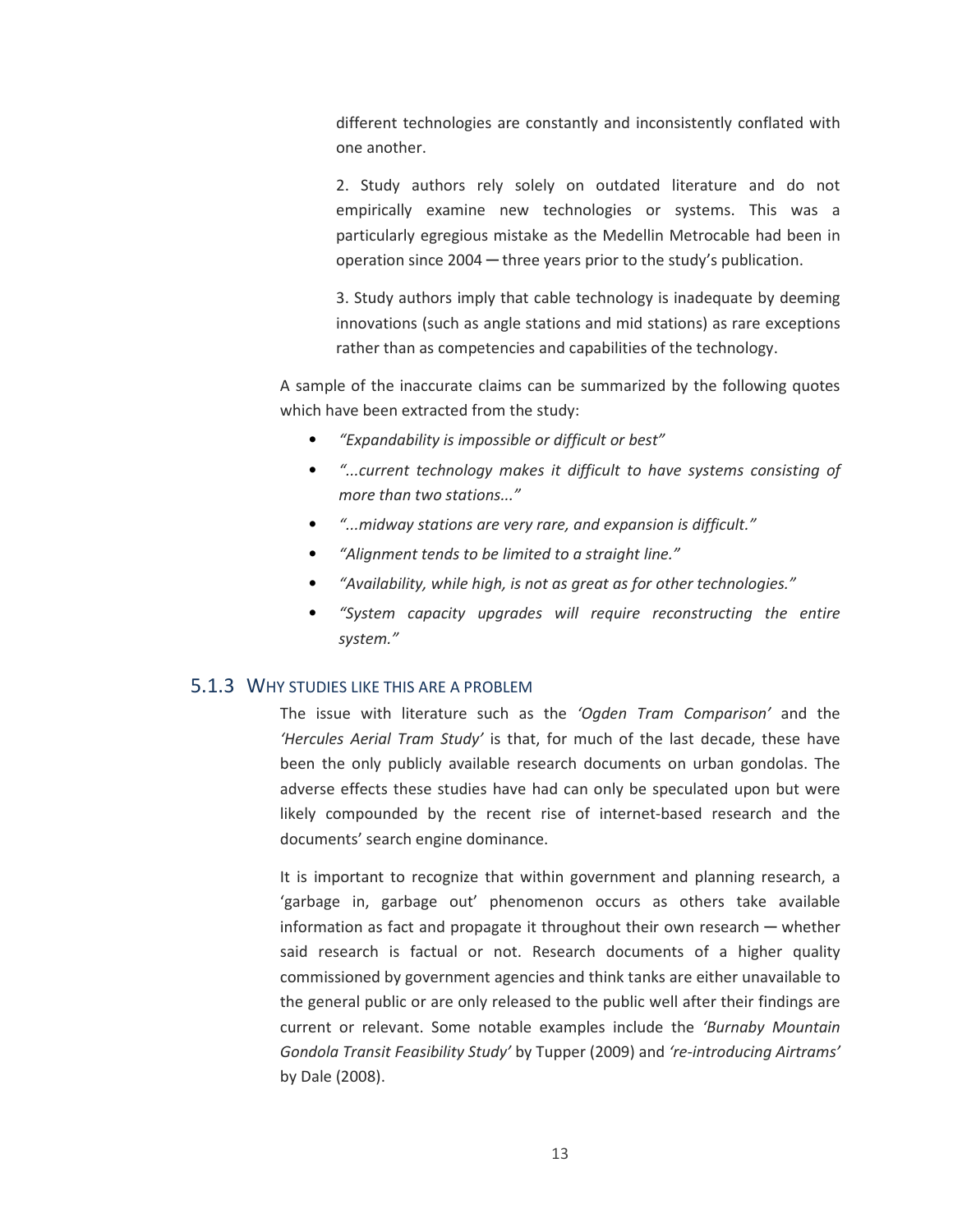different technologies are constantly and inconsistently conflated with one another.

2. Study authors rely solely on outdated literature and do not empirically examine new technologies or systems. This was a particularly egregious mistake as the Medellin Metrocable had been in operation since 2004 — three years prior to the study's publication.

3. Study authors imply that cable technology is inadequate by deeming innovations (such as angle stations and mid stations) as rare exceptions rather than as competencies and capabilities of the technology.

A sample of the inaccurate claims can be summarized by the following quotes which have been extracted from the study:

- *"Expandability is impossible or difficult or best"*
- *"...current technology makes it difficult to have systems consisting of more than two stations..."*
- *"...midway stations are very rare, and expansion is difficult."*
- *"Alignment tends to be limited to a straight line."*
- *"Availability, while high, is not as great as for other technologies."*
- *"System capacity upgrades will require reconstructing the entire system."*

### 5.1.3 Why Studies Like This Are a Problem

The issue with literature such as the *'Ogden Tram Comparison'* and the *'Hercules Aerial Tram Study'* is that, for much of the last decade, these have been the only publicly available research documents on urban gondolas. The adverse effects these studies have had can only be speculated upon but were likely compounded by the recent rise of internet-based research and the documents' search engine dominance.

It is important to recognize that within government and planning research, a 'garbage in, garbage out' phenomenon occurs as others take available information as fact and propagate it throughout their own research — whether said research is factual or not. Research documents of a higher quality commissioned by government agencies and think tanks are either unavailable to the general public or are only released to the public well after their findings are current or relevant. Some notable examples include the *'Burnaby Mountain Gondola Transit Feasibility Study'* by Tupper (2009) and *'re-introducing Airtrams'* by Dale (2008).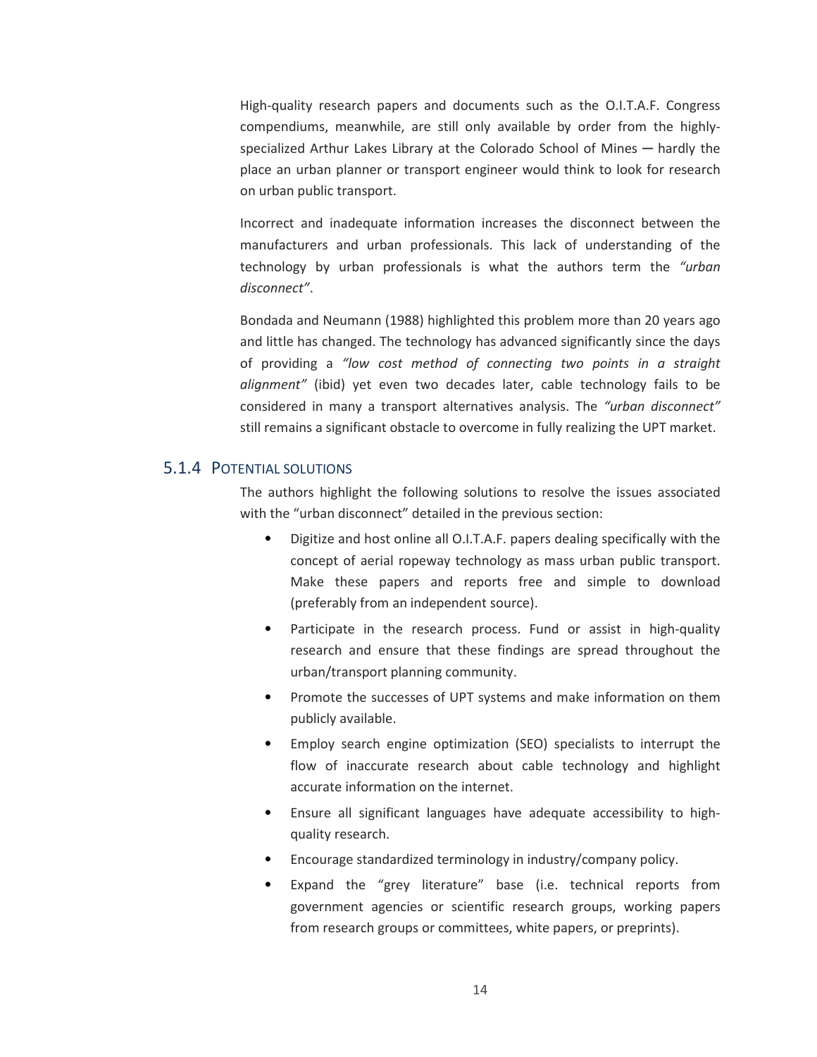High-quality research papers and documents such as the O.I.T.A.F. Congress compendiums, meanwhile, are still only available by order from the highly-specialized Arthur Lakes Library at the Colorado School of Mines ─ hardly the place an urban planner or transport engineer would think to look for research on urban public transport.

Incorrect and inadequate information increases the disconnect between the manufacturers and urban professionals. This lack of understanding of the technology by urban professionals is what the authors term the *"urban disconnect"*.

Bondada and Neumann (1988) highlighted this problem more than 20 years ago and little has changed. The technology has advanced significantly since the days of providing a *"low cost method of connecting two points in a straight alignment"* (ibid) yet even two decades later, cable technology fails to be considered in many a transport alternatives analysis. The *"urban disconnect"* still remains a significant obstacle to overcome in fully realizing the UPT market.

### 5.1.4 Potential solutions

The authors highlight the following solutions to resolve the issues associated with the "urban disconnect" detailed in the previous section:

- Digitize and host online all O.I.T.A.F. papers dealing specifically with the concept of aerial ropeway technology as mass urban public transport. Make these papers and reports free and simple to download (preferably from an independent source).
- Participate in the research process. Fund or assist in high-quality research and ensure that these findings are spread throughout the urban/transport planning community.
- Promote the successes of UPT systems and make information on them publicly available.
- Employ search engine optimization (SEO) specialists to interrupt the flow of inaccurate research about cable technology and highlight accurate information on the internet.
- Ensure all significant languages have adequate accessibility to high-quality research.
- Encourage standardized terminology in industry/company policy.
- Expand the "grey literature" base (i.e. technical reports from government agencies or scientific research groups, working papers from research groups or committees, white papers, or preprints).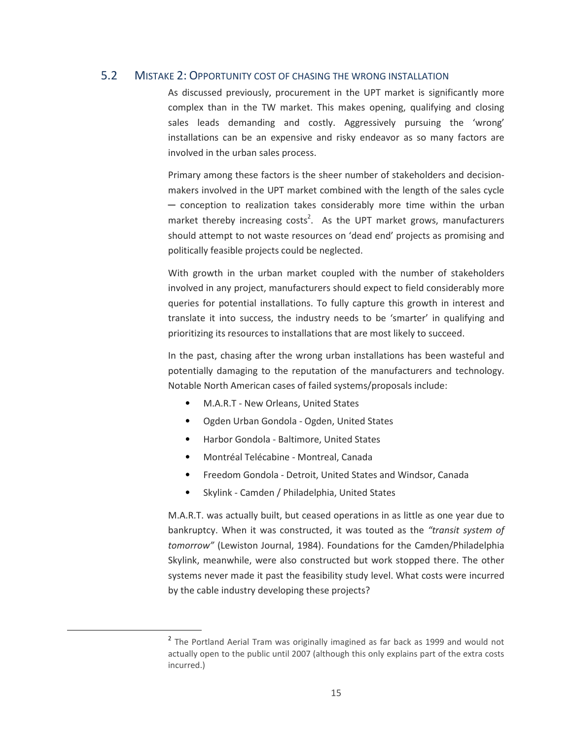## 5.2 MISTAKE 2: OPPORTUNITY COST OF CHASING THE WRONG INSTALLATION

As discussed previously, procurement in the UPT market is significantly more complex than in the TW market. This makes opening, qualifying and closing sales leads demanding and costly. Aggressively pursuing the 'wrong' installations can be an expensive and risky endeavor as so many factors are involved in the urban sales process.

Primary among these factors is the sheer number of stakeholders and decision-makers involved in the UPT market combined with the length of the sales cycle ─ conception to realization takes considerably more time within the urban market thereby increasing costs[2]. As the UPT market grows, manufacturers should attempt to not waste resources on 'dead end' projects as promising and politically feasible projects could be neglected.

With growth in the urban market coupled with the number of stakeholders involved in any project, manufacturers should expect to field considerably more queries for potential installations. To fully capture this growth in interest and translate it into success, the industry needs to be 'smarter' in qualifying and prioritizing its resources to installations that are most likely to succeed.

In the past, chasing after the wrong urban installations has been wasteful and potentially damaging to the reputation of the manufacturers and technology. Notable North American cases of failed systems/proposals include:

- M.A.R.T - New Orleans, United States
- Ogden Urban Gondola - Ogden, United States
- Harbor Gondola - Baltimore, United States
- Montréal Telécabine - Montreal, Canada
- Freedom Gondola - Detroit, United States and Windsor, Canada
- Skylink - Camden / Philadelphia, United States

M.A.R.T. was actually built, but ceased operations in as little as one year due to bankruptcy. When it was constructed, it was touted as the *"transit system of tomorrow"* (Lewiston Journal, 1984). Foundations for the Camden/Philadelphia Skylink, meanwhile, were also constructed but work stopped there. The other systems never made it past the feasibility study level. What costs were incurred by the cable industry developing these projects?

---

[2] The Portland Aerial Tram was originally imagined as far back as 1999 and would not actually open to the public until 2007 (although this only explains part of the extra costs incurred.)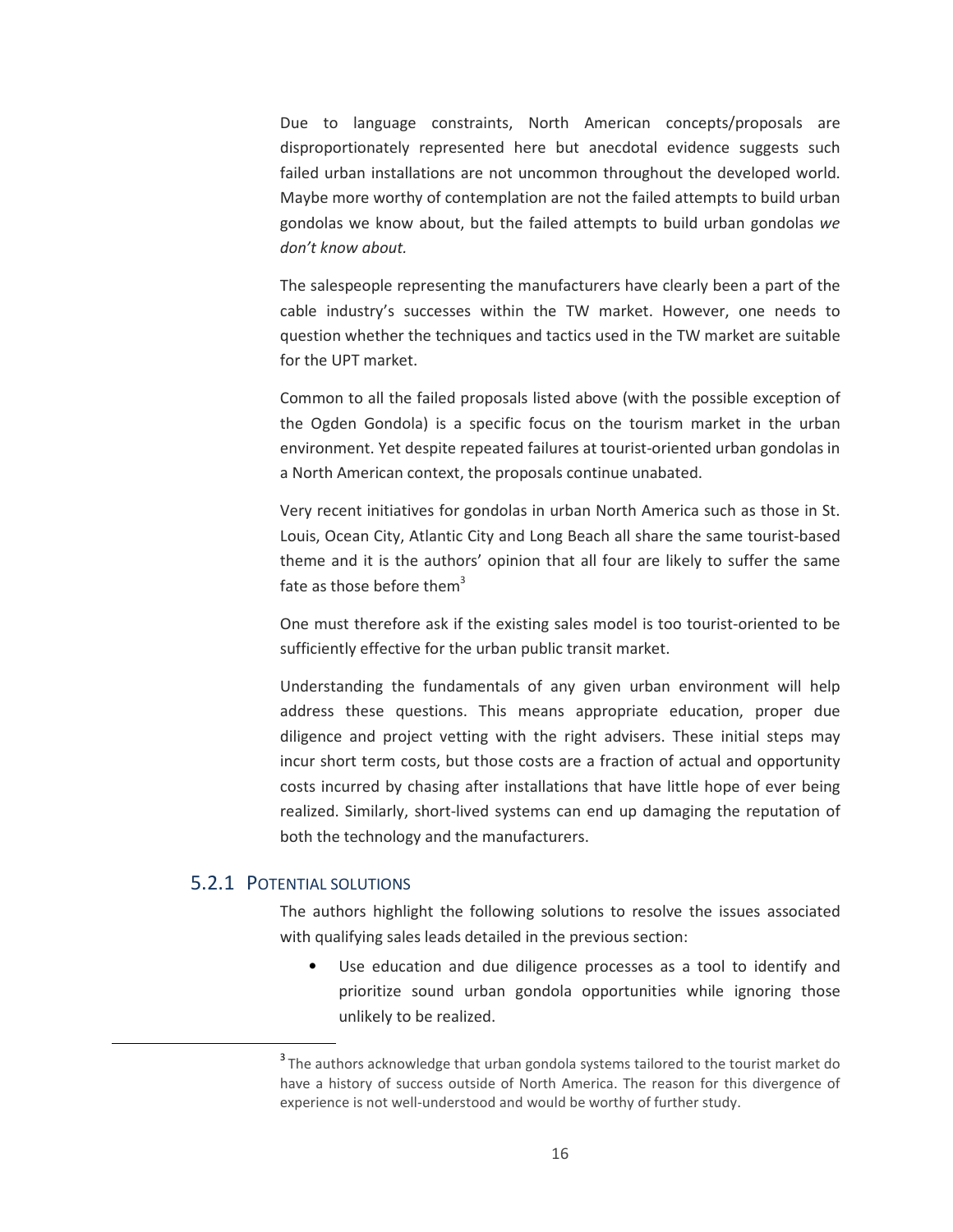Due to language constraints, North American concepts/proposals are disproportionately represented here but anecdotal evidence suggests such failed urban installations are not uncommon throughout the developed world. Maybe more worthy of contemplation are not the failed attempts to build urban gondolas we know about, but the failed attempts to build urban gondolas *we don't know about.*

The salespeople representing the manufacturers have clearly been a part of the cable industry's successes within the TW market. However, one needs to question whether the techniques and tactics used in the TW market are suitable for the UPT market.

Common to all the failed proposals listed above (with the possible exception of the Ogden Gondola) is a specific focus on the tourism market in the urban environment. Yet despite repeated failures at tourist-oriented urban gondolas in a North American context, the proposals continue unabated.

Very recent initiatives for gondolas in urban North America such as those in St. Louis, Ocean City, Atlantic City and Long Beach all share the same tourist-based theme and it is the authors' opinion that all four are likely to suffer the same fate as those before them[3]

One must therefore ask if the existing sales model is too tourist-oriented to be sufficiently effective for the urban public transit market.

Understanding the fundamentals of any given urban environment will help address these questions. This means appropriate education, proper due diligence and project vetting with the right advisers. These initial steps may incur short term costs, but those costs are a fraction of actual and opportunity costs incurred by chasing after installations that have little hope of ever being realized. Similarly, short-lived systems can end up damaging the reputation of both the technology and the manufacturers.

### 5.2.1 Potential Solutions

The authors highlight the following solutions to resolve the issues associated with qualifying sales leads detailed in the previous section:

- Use education and due diligence processes as a tool to identify and prioritize sound urban gondola opportunities while ignoring those unlikely to be realized.

---

[3] The authors acknowledge that urban gondola systems tailored to the tourist market do have a history of success outside of North America. The reason for this divergence of experience is not well-understood and would be worthy of further study.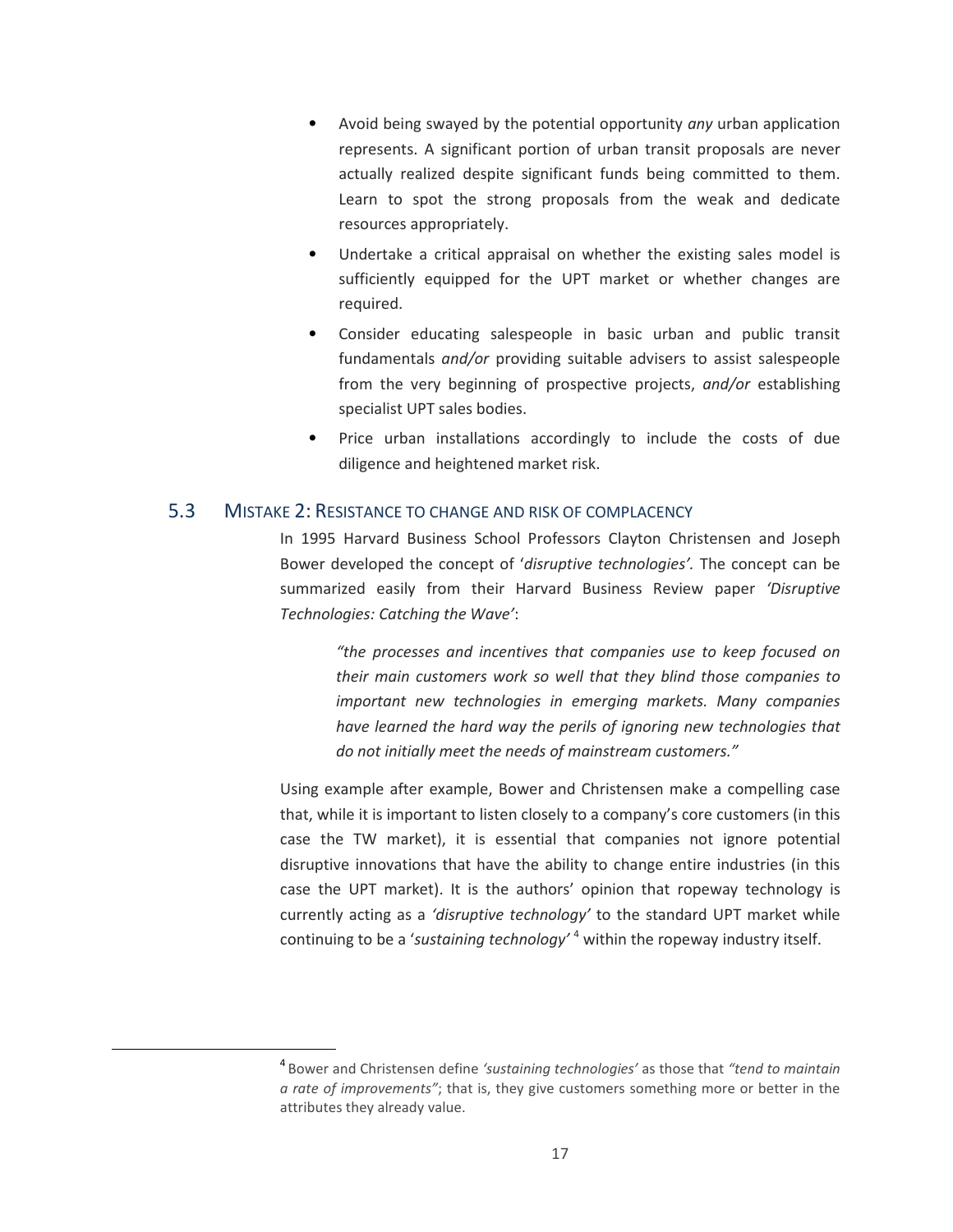- Avoid being swayed by the potential opportunity *any* urban application represents. A significant portion of urban transit proposals are never actually realized despite significant funds being committed to them. Learn to spot the strong proposals from the weak and dedicate resources appropriately.
- Undertake a critical appraisal on whether the existing sales model is sufficiently equipped for the UPT market or whether changes are required.
- Consider educating salespeople in basic urban and public transit fundamentals *and/or* providing suitable advisers to assist salespeople from the very beginning of prospective projects, *and/or* establishing specialist UPT sales bodies.
- Price urban installations accordingly to include the costs of due diligence and heightened market risk.

## 5.3 Mistake 2: Resistance to change and risk of complacency

In 1995 Harvard Business School Professors Clayton Christensen and Joseph Bower developed the concept of '*disruptive technologies'*. The concept can be summarized easily from their Harvard Business Review paper *'Disruptive Technologies: Catching the Wave'*:

> *"the processes and incentives that companies use to keep focused on their main customers work so well that they blind those companies to important new technologies in emerging markets. Many companies have learned the hard way the perils of ignoring new technologies that do not initially meet the needs of mainstream customers."*

Using example after example, Bower and Christensen make a compelling case that, while it is important to listen closely to a company's core customers (in this case the TW market), it is essential that companies not ignore potential disruptive innovations that have the ability to change entire industries (in this case the UPT market). It is the authors' opinion that ropeway technology is currently acting as a *'disruptive technology'* to the standard UPT market while continuing to be a '*sustaining technology'* [4] within the ropeway industry itself.

---

[4] Bower and Christensen define *'sustaining technologies'* as those that *"tend to maintain a rate of improvements"*; that is, they give customers something more or better in the attributes they already value.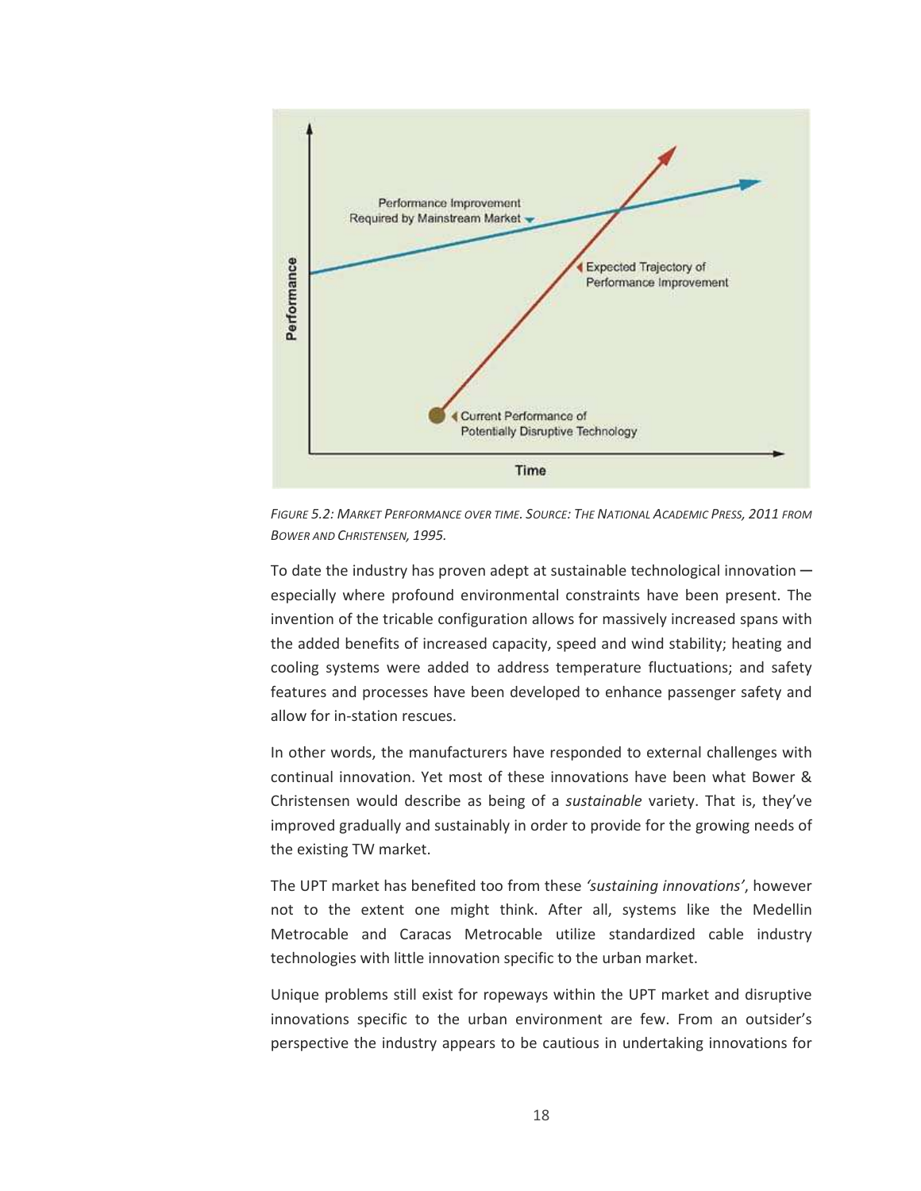*Figure 5.2: Market Performance over time. Source: The National Academic Press, 2011 from Bower and Christensen, 1995.*

To date the industry has proven adept at sustainable technological innovation — especially where profound environmental constraints have been present. The invention of the tricable configuration allows for massively increased spans with the added benefits of increased capacity, speed and wind stability; heating and cooling systems were added to address temperature fluctuations; and safety features and processes have been developed to enhance passenger safety and allow for in-station rescues.

In other words, the manufacturers have responded to external challenges with continual innovation. Yet most of these innovations have been what Bower & Christensen would describe as being of a *sustainable* variety. That is, they've improved gradually and sustainably in order to provide for the growing needs of the existing TW market.

The UPT market has benefited too from these *'sustaining innovations'*, however not to the extent one might think. After all, systems like the Medellin Metrocable and Caracas Metrocable utilize standardized cable industry technologies with little innovation specific to the urban market.

Unique problems still exist for ropeways within the UPT market and disruptive innovations specific to the urban environment are few. From an outsider's perspective the industry appears to be cautious in undertaking innovations for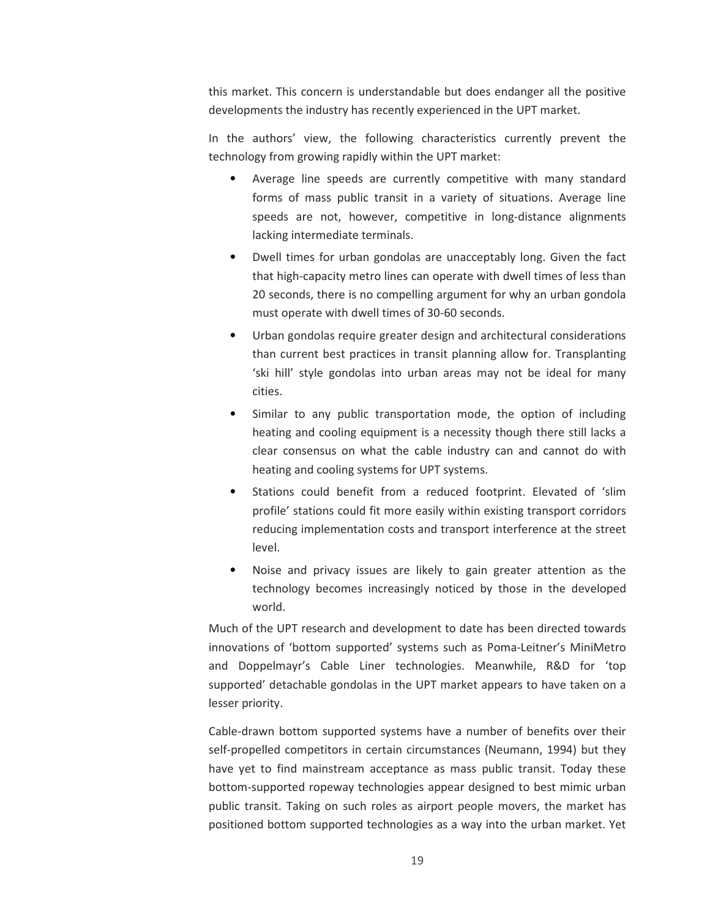this market. This concern is understandable but does endanger all the positive developments the industry has recently experienced in the UPT market.

In the authors' view, the following characteristics currently prevent the technology from growing rapidly within the UPT market:

- Average line speeds are currently competitive with many standard forms of mass public transit in a variety of situations. Average line speeds are not, however, competitive in long-distance alignments lacking intermediate terminals.
- Dwell times for urban gondolas are unacceptably long. Given the fact that high-capacity metro lines can operate with dwell times of less than 20 seconds, there is no compelling argument for why an urban gondola must operate with dwell times of 30-60 seconds.
- Urban gondolas require greater design and architectural considerations than current best practices in transit planning allow for. Transplanting 'ski hill' style gondolas into urban areas may not be ideal for many cities.
- Similar to any public transportation mode, the option of including heating and cooling equipment is a necessity though there still lacks a clear consensus on what the cable industry can and cannot do with heating and cooling systems for UPT systems.
- Stations could benefit from a reduced footprint. Elevated of 'slim profile' stations could fit more easily within existing transport corridors reducing implementation costs and transport interference at the street level.
- Noise and privacy issues are likely to gain greater attention as the technology becomes increasingly noticed by those in the developed world.

Much of the UPT research and development to date has been directed towards innovations of 'bottom supported' systems such as Poma-Leitner's MiniMetro and Doppelmayr's Cable Liner technologies. Meanwhile, R&D for 'top supported' detachable gondolas in the UPT market appears to have taken on a lesser priority.

Cable-drawn bottom supported systems have a number of benefits over their self-propelled competitors in certain circumstances (Neumann, 1994) but they have yet to find mainstream acceptance as mass public transit. Today these bottom-supported ropeway technologies appear designed to best mimic urban public transit. Taking on such roles as airport people movers, the market has positioned bottom supported technologies as a way into the urban market. Yet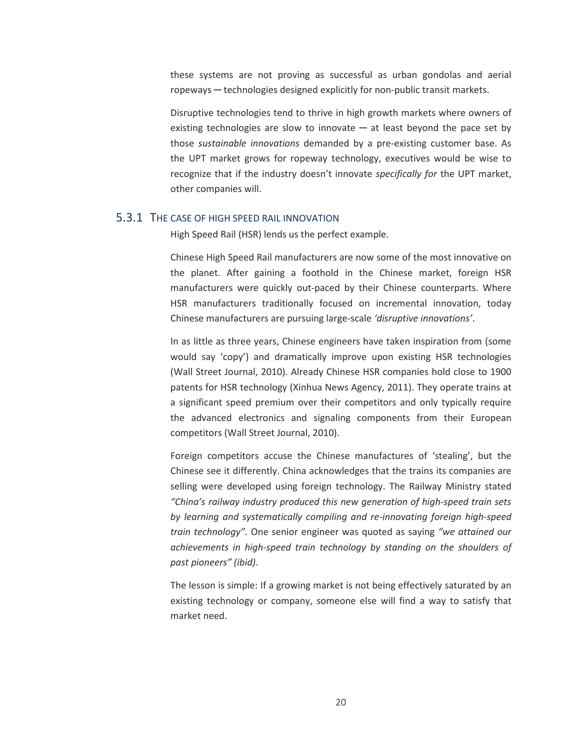these systems are not proving as successful as urban gondolas and aerial ropeways ─ technologies designed explicitly for non-public transit markets.

Disruptive technologies tend to thrive in high growth markets where owners of existing technologies are slow to innovate ─ at least beyond the pace set by those *sustainable innovations* demanded by a pre-existing customer base. As the UPT market grows for ropeway technology, executives would be wise to recognize that if the industry doesn't innovate *specifically for* the UPT market, other companies will.

### 5.3.1 THE CASE OF HIGH SPEED RAIL INNOVATION

High Speed Rail (HSR) lends us the perfect example.

Chinese High Speed Rail manufacturers are now some of the most innovative on the planet. After gaining a foothold in the Chinese market, foreign HSR manufacturers were quickly out-paced by their Chinese counterparts. Where HSR manufacturers traditionally focused on incremental innovation, today Chinese manufacturers are pursuing large-scale *'disruptive innovations'*.

In as little as three years, Chinese engineers have taken inspiration from (some would say 'copy') and dramatically improve upon existing HSR technologies (Wall Street Journal, 2010). Already Chinese HSR companies hold close to 1900 patents for HSR technology (Xinhua News Agency, 2011). They operate trains at a significant speed premium over their competitors and only typically require the advanced electronics and signaling components from their European competitors (Wall Street Journal, 2010).

Foreign competitors accuse the Chinese manufactures of 'stealing', but the Chinese see it differently. China acknowledges that the trains its companies are selling were developed using foreign technology. The Railway Ministry stated *"China's railway industry produced this new generation of high-speed train sets by learning and systematically compiling and re-innovating foreign high-speed train technology"*. One senior engineer was quoted as saying *"we attained our achievements in high-speed train technology by standing on the shoulders of past pioneers" (ibid)*.

The lesson is simple: If a growing market is not being effectively saturated by an existing technology or company, someone else will find a way to satisfy that market need.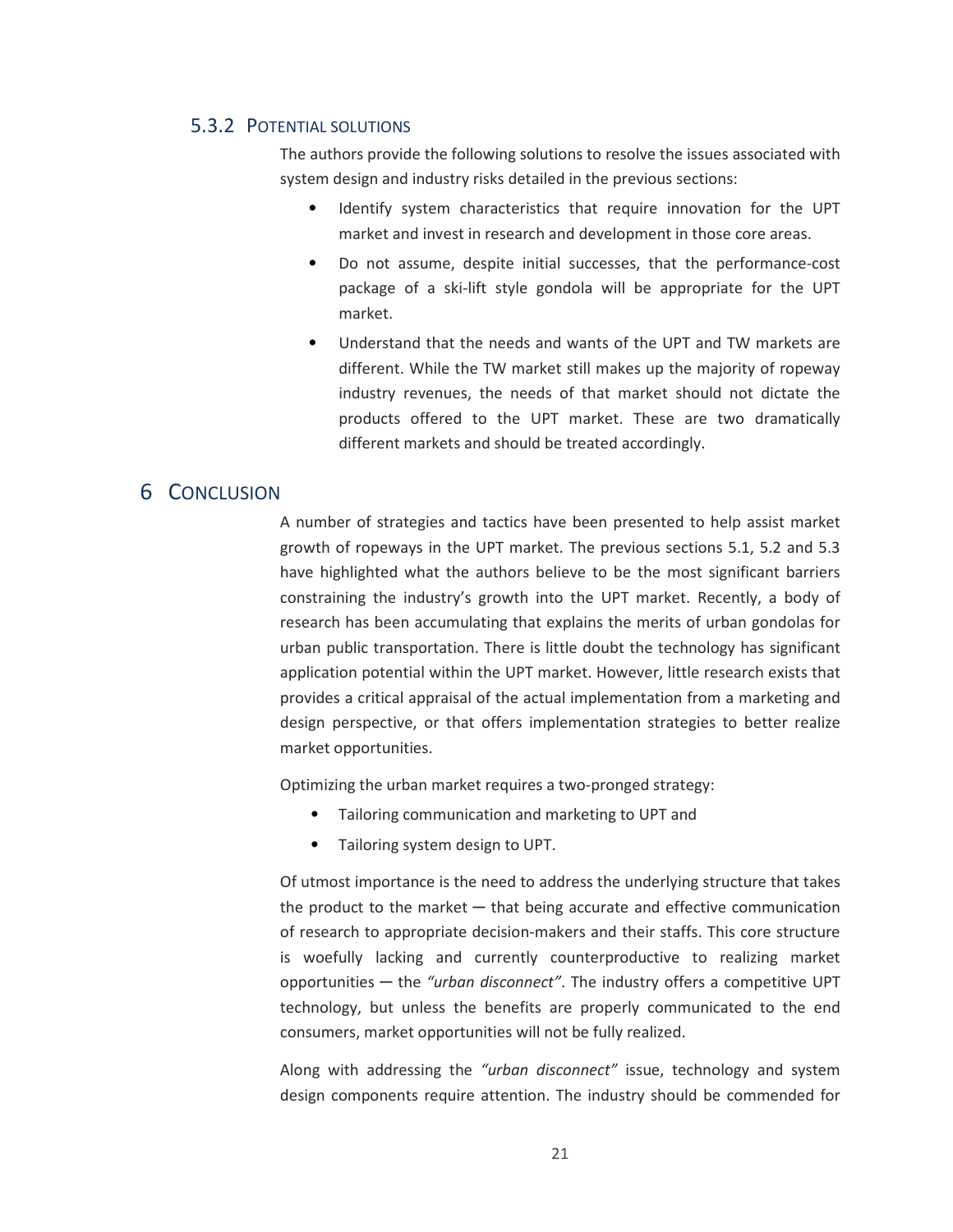### 5.3.2 Potential solutions

The authors provide the following solutions to resolve the issues associated with system design and industry risks detailed in the previous sections:

- Identify system characteristics that require innovation for the UPT market and invest in research and development in those core areas.
- Do not assume, despite initial successes, that the performance-cost package of a ski-lift style gondola will be appropriate for the UPT market.
- Understand that the needs and wants of the UPT and TW markets are different. While the TW market still makes up the majority of ropeway industry revenues, the needs of that market should not dictate the products offered to the UPT market. These are two dramatically different markets and should be treated accordingly.

# 6 Conclusion

A number of strategies and tactics have been presented to help assist market growth of ropeways in the UPT market. The previous sections 5.1, 5.2 and 5.3 have highlighted what the authors believe to be the most significant barriers constraining the industry's growth into the UPT market. Recently, a body of research has been accumulating that explains the merits of urban gondolas for urban public transportation. There is little doubt the technology has significant application potential within the UPT market. However, little research exists that provides a critical appraisal of the actual implementation from a marketing and design perspective, or that offers implementation strategies to better realize market opportunities.

Optimizing the urban market requires a two-pronged strategy:

- Tailoring communication and marketing to UPT and
- Tailoring system design to UPT.

Of utmost importance is the need to address the underlying structure that takes the product to the market — that being accurate and effective communication of research to appropriate decision-makers and their staffs. This core structure is woefully lacking and currently counterproductive to realizing market opportunities — the *"urban disconnect"*. The industry offers a competitive UPT technology, but unless the benefits are properly communicated to the end consumers, market opportunities will not be fully realized.

Along with addressing the *"urban disconnect"* issue, technology and system design components require attention. The industry should be commended for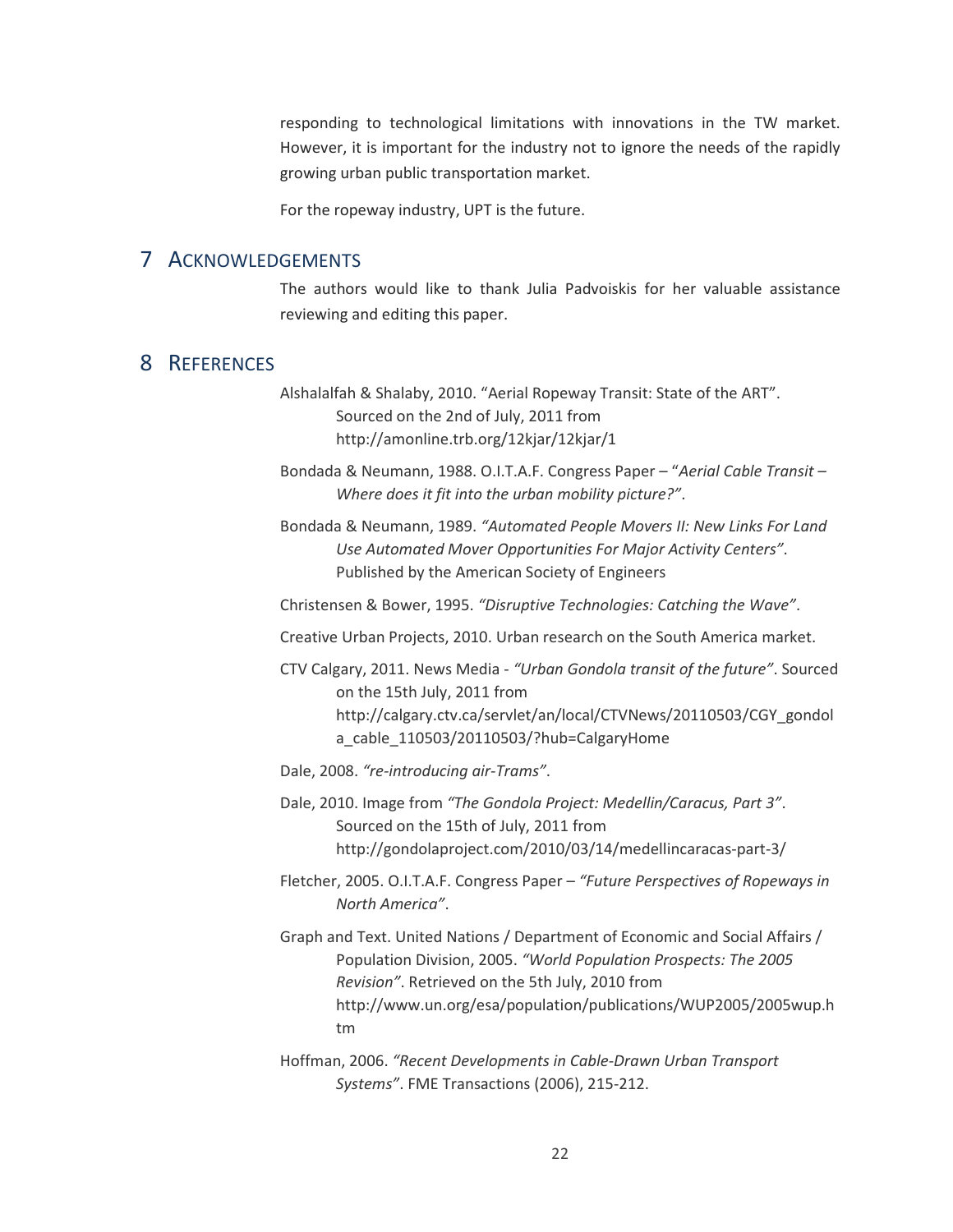responding to technological limitations with innovations in the TW market. However, it is important for the industry not to ignore the needs of the rapidly growing urban public transportation market.

For the ropeway industry, UPT is the future.

# 7 ACKNOWLEDGEMENTS

The authors would like to thank Julia Padvoiskis for her valuable assistance reviewing and editing this paper.

# 8 REFERENCES

Alshalalfah & Shalaby, 2010. "Aerial Ropeway Transit: State of the ART". Sourced on the 2nd of July, 2011 from http://amonline.trb.org/12kjar/12kjar/1

Bondada & Neumann, 1988. O.I.T.A.F. Congress Paper – "*Aerial Cable Transit – Where does it fit into the urban mobility picture?"*.

Bondada & Neumann, 1989. *"Automated People Movers II: New Links For Land Use Automated Mover Opportunities For Major Activity Centers"*. Published by the American Society of Engineers

Christensen & Bower, 1995. *"Disruptive Technologies: Catching the Wave"*.

Creative Urban Projects, 2010. Urban research on the South America market.

CTV Calgary, 2011. News Media - *"Urban Gondola transit of the future"*. Sourced on the 15th July, 2011 from http://calgary.ctv.ca/servlet/an/local/CTVNews/20110503/CGY_gondola_cable_110503/20110503/?hub=CalgaryHome

Dale, 2008. *"re-introducing air-Trams"*.

Dale, 2010. Image from *"The Gondola Project: Medellin/Caracus, Part 3"*. Sourced on the 15th of July, 2011 from http://gondolaproject.com/2010/03/14/medellincaracas-part-3/

Fletcher, 2005. O.I.T.A.F. Congress Paper – *"Future Perspectives of Ropeways in North America"*.

Graph and Text. United Nations / Department of Economic and Social Affairs / Population Division, 2005. *"World Population Prospects: The 2005 Revision"*. Retrieved on the 5th July, 2010 from http://www.un.org/esa/population/publications/WUP2005/2005wup.htm

Hoffman, 2006. *"Recent Developments in Cable-Drawn Urban Transport Systems"*. FME Transactions (2006), 215-212.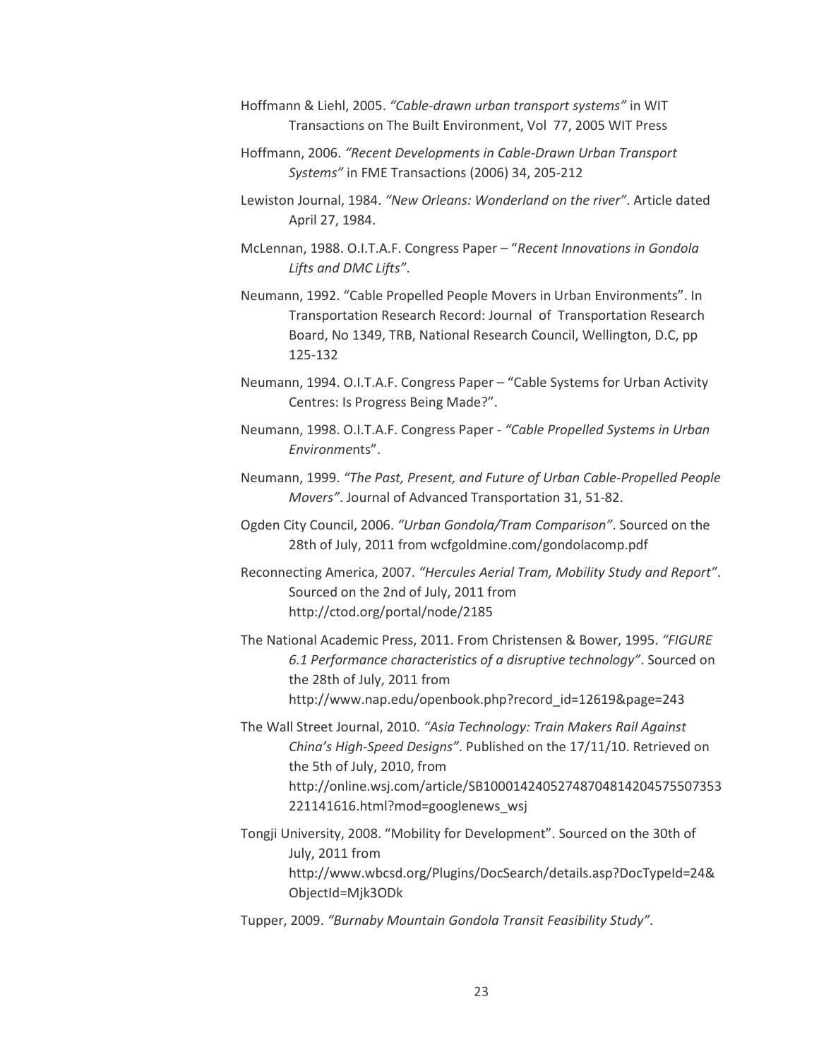Hoffmann & Liehl, 2005. *"Cable-drawn urban transport systems"* in WIT Transactions on The Built Environment, Vol 77, 2005 WIT Press

Hoffmann, 2006. *"Recent Developments in Cable-Drawn Urban Transport Systems"* in FME Transactions (2006) 34, 205-212

Lewiston Journal, 1984. *"New Orleans: Wonderland on the river"*. Article dated April 27, 1984.

McLennan, 1988. O.I.T.A.F. Congress Paper – "*Recent Innovations in Gondola Lifts and DMC Lifts"*.

Neumann, 1992. "Cable Propelled People Movers in Urban Environments". In Transportation Research Record: Journal of Transportation Research Board, No 1349, TRB, National Research Council, Wellington, D.C, pp 125-132

Neumann, 1994. O.I.T.A.F. Congress Paper – "Cable Systems for Urban Activity Centres: Is Progress Being Made?".

Neumann, 1998. O.I.T.A.F. Congress Paper - *"Cable Propelled Systems in Urban Environme*nts".

Neumann, 1999. *"The Past, Present, and Future of Urban Cable-Propelled People Movers"*. Journal of Advanced Transportation 31, 51-82.

Ogden City Council, 2006. *"Urban Gondola/Tram Comparison"*. Sourced on the 28th of July, 2011 from wcfgoldmine.com/gondolacomp.pdf

Reconnecting America, 2007. *"Hercules Aerial Tram, Mobility Study and Report"*. Sourced on the 2nd of July, 2011 from http://ctod.org/portal/node/2185

The National Academic Press, 2011. From Christensen & Bower, 1995. *"FIGURE 6.1 Performance characteristics of a disruptive technology"*. Sourced on the 28th of July, 2011 from http://www.nap.edu/openbook.php?record_id=12619&page=243

The Wall Street Journal, 2010. *"Asia Technology: Train Makers Rail Against China's High-Speed Designs"*. Published on the 17/11/10. Retrieved on the 5th of July, 2010, from http://online.wsj.com/article/SB10001424052748704814204575507353221141616.html?mod=googlenews_wsj

Tongji University, 2008. "Mobility for Development". Sourced on the 30th of July, 2011 from http://www.wbcsd.org/Plugins/DocSearch/details.asp?DocTypeId=24&ObjectId=Mjk3ODk

Tupper, 2009. *"Burnaby Mountain Gondola Transit Feasibility Study"*.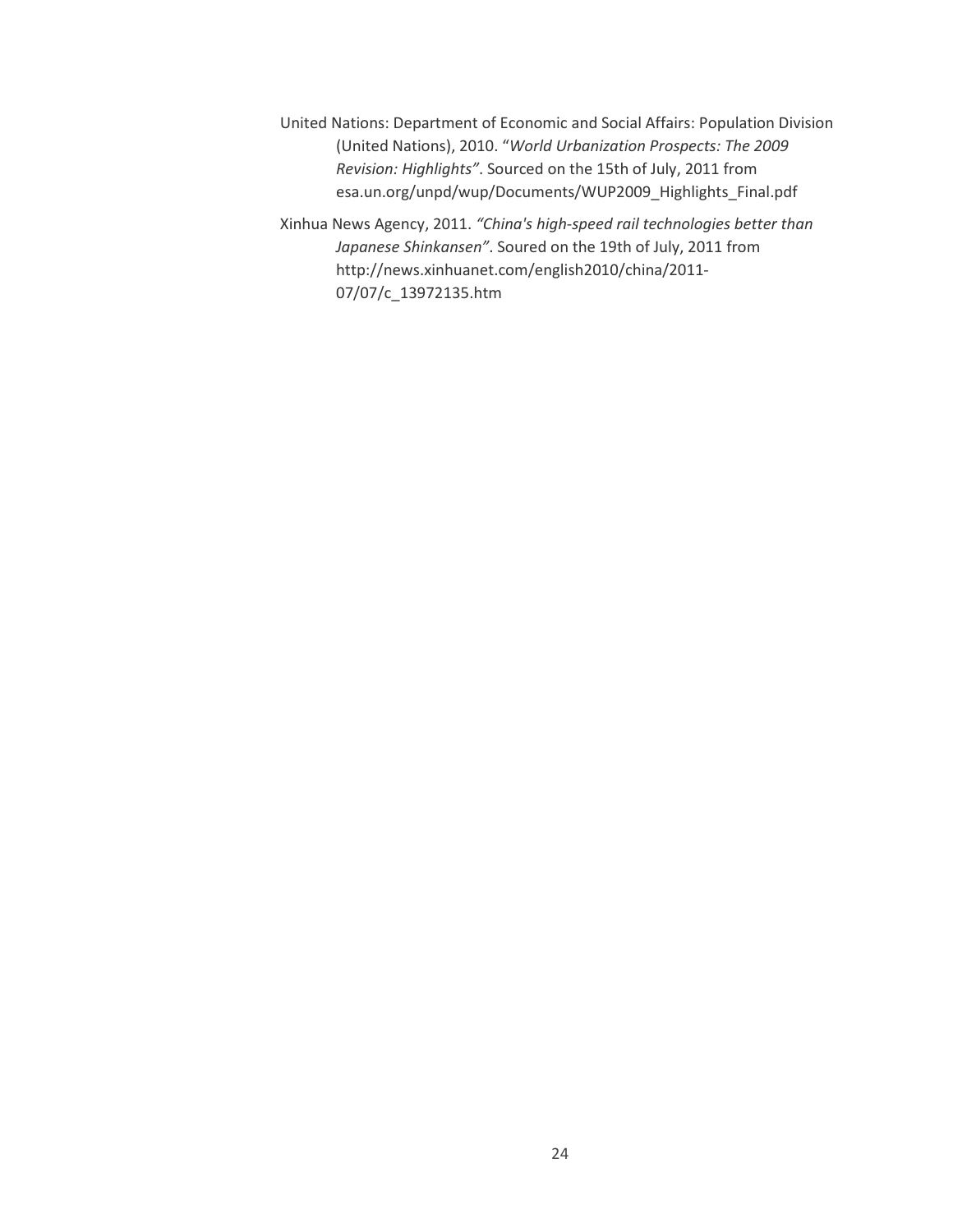United Nations: Department of Economic and Social Affairs: Population Division (United Nations), 2010. "*World Urbanization Prospects: The 2009 Revision: Highlights"*. Sourced on the 15th of July, 2011 from esa.un.org/unpd/wup/Documents/WUP2009_Highlights_Final.pdf

Xinhua News Agency, 2011. *"China's high-speed rail technologies better than Japanese Shinkansen"*. Soured on the 19th of July, 2011 from http://news.xinhuanet.com/english2010/china/2011-07/07/c_13972135.htm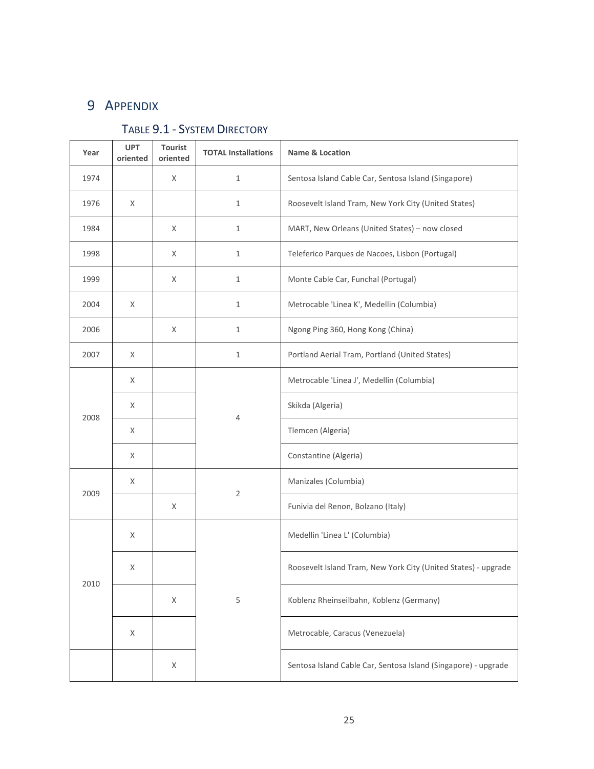# 9 Appendix

## Table 9.1 - System Directory

| Year | UPT oriented | Tourist oriented | TOTAL Installations | Name & Location |
|---|---|---|---|---|
| 1974 | | X | 1 | Sentosa Island Cable Car, Sentosa Island (Singapore) |
| 1976 | X | | 1 | Roosevelt Island Tram, New York City (United States) |
| 1984 | | X | 1 | MART, New Orleans (United States) – now closed |
| 1998 | | X | 1 | Teleferico Parques de Nacoes, Lisbon (Portugal) |
| 1999 | | X | 1 | Monte Cable Car, Funchal (Portugal) |
| 2004 | X | | 1 | Metrocable 'Linea K', Medellin (Columbia) |
| 2006 | | X | 1 | Ngong Ping 360, Hong Kong (China) |
| 2007 | X | | 1 | Portland Aerial Tram, Portland (United States) |
| 2008 | X | | 4 | Metrocable 'Linea J', Medellin (Columbia) |
| | X | | | Skikda (Algeria) |
| | X | | | Tlemcen (Algeria) |
| | X | | | Constantine (Algeria) |
| 2009 | X | | 2 | Manizales (Columbia) |
| | | X | | Funivia del Renon, Bolzano (Italy) |
| 2010 | X | | 5 | Medellin 'Linea L' (Columbia) |
| | X | | | Roosevelt Island Tram, New York City (United States) - upgrade |
| | | X | | Koblenz Rheinseilbahn, Koblenz (Germany) |
| | X | | | Metrocable, Caracus (Venezuela) |
| | | X | | Sentosa Island Cable Car, Sentosa Island (Singapore) - upgrade |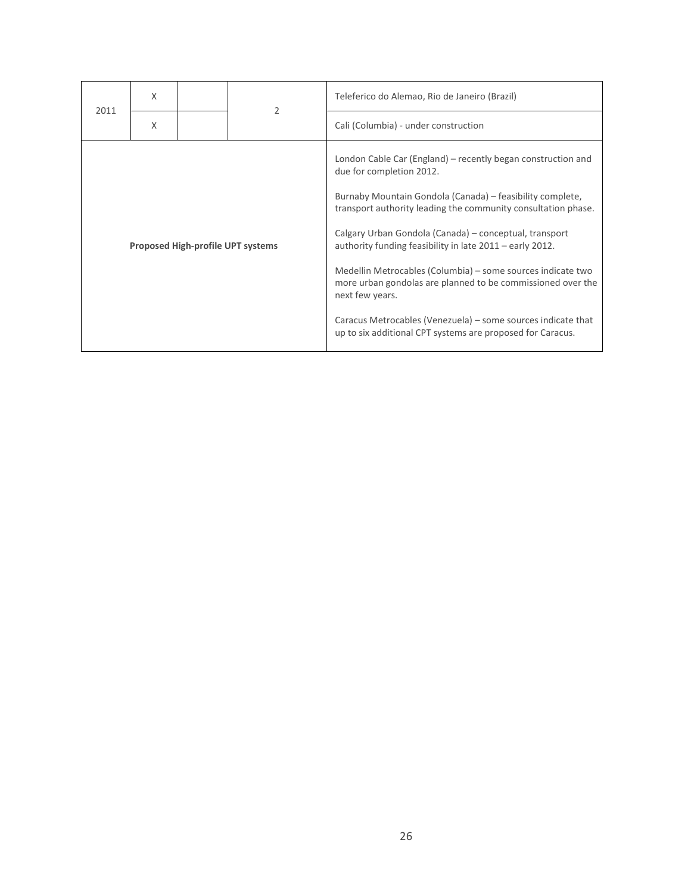| | | | | |
|---|---|---|---|---|
| 2011 | X | | 2 | Teleferico do Alemao, Rio de Janeiro (Brazil) |
| | X | | | Cali (Columbia) - under construction |
| **Proposed High-profile UPT systems** | | | | London Cable Car (England) – recently began construction and due for completion 2012.<br><br>Burnaby Mountain Gondola (Canada) – feasibility complete, transport authority leading the community consultation phase.<br><br>Calgary Urban Gondola (Canada) – conceptual, transport authority funding feasibility in late 2011 – early 2012.<br><br>Medellin Metrocables (Columbia) – some sources indicate two more urban gondolas are planned to be commissioned over the next few years.<br><br>Caracus Metrocables (Venezuela) – some sources indicate that up to six additional CPT systems are proposed for Caracus. |